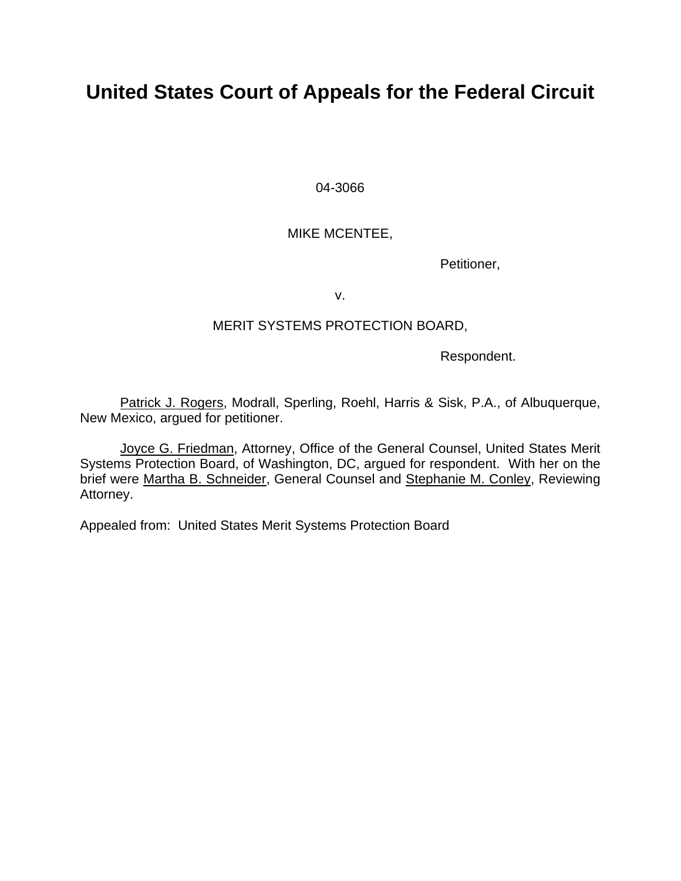# United States Court of Appeals for the Federal Circuit

04-3066

MIKE MCENTEE,

Petitioner,

v.

MERIT SYSTEMS PROTECTION BOARD,

Respondent.

Patrick J. Rogers, Modrall, Sperling, Roehl, Harris & Sisk, P.A., of Albuquerque, New Mexico, argued for petitioner.

Joyce G. Friedman, Attorney, Office of the General Counsel, United States Merit Systems Protection Board, of Washington, DC, argued for respondent. With her on the brief were Martha B. Schneider, General Counsel and Stephanie M. Conley, Reviewing Attorney.

Appealed from: United States Merit Systems Protection Board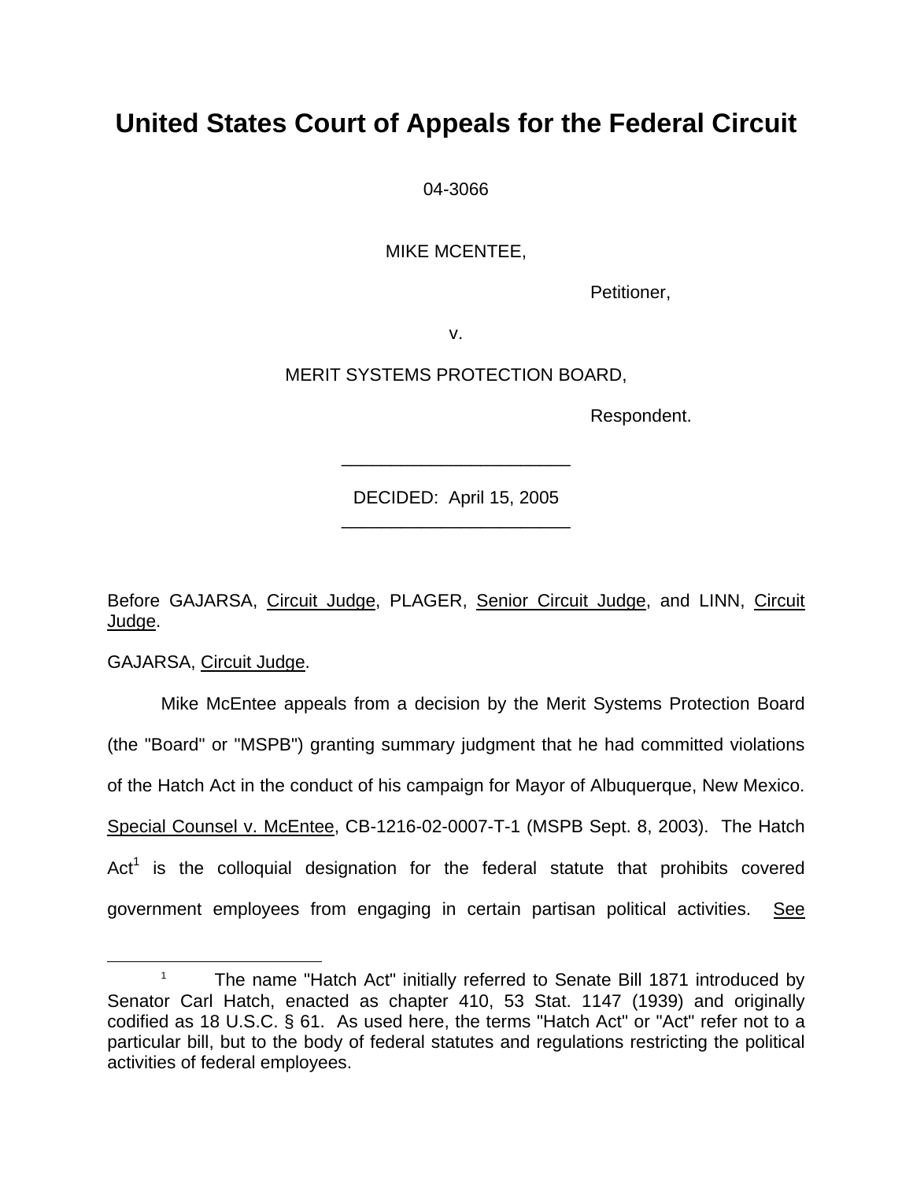# United States Court of Appeals for the Federal Circuit

04-3066

MIKE MCENTEE,

Petitioner,

v.

MERIT SYSTEMS PROTECTION BOARD,

Respondent.

\_\_\_\_\_\_\_\_\_\_\_\_\_\_\_\_\_\_\_\_\_\_\_\_\_\_

DECIDED: April 15, 2005

\_\_\_\_\_\_\_\_\_\_\_\_\_\_\_\_\_\_\_\_\_\_\_\_\_\_

Before GAJARSA, Circuit Judge, PLAGER, Senior Circuit Judge, and LINN, Circuit Judge.

GAJARSA, Circuit Judge.

Mike McEntee appeals from a decision by the Merit Systems Protection Board (the "Board" or "MSPB") granting summary judgment that he had committed violations of the Hatch Act in the conduct of his campaign for Mayor of Albuquerque, New Mexico. Special Counsel v. McEntee, CB-1216-02-0007-T-1 (MSPB Sept. 8, 2003). The Hatch Act[1] is the colloquial designation for the federal statute that prohibits covered government employees from engaging in certain partisan political activities. See

[1] The name "Hatch Act" initially referred to Senate Bill 1871 introduced by Senator Carl Hatch, enacted as chapter 410, 53 Stat. 1147 (1939) and originally codified as 18 U.S.C. § 61. As used here, the terms "Hatch Act" or "Act" refer not to a particular bill, but to the body of federal statutes and regulations restricting the political activities of federal employees.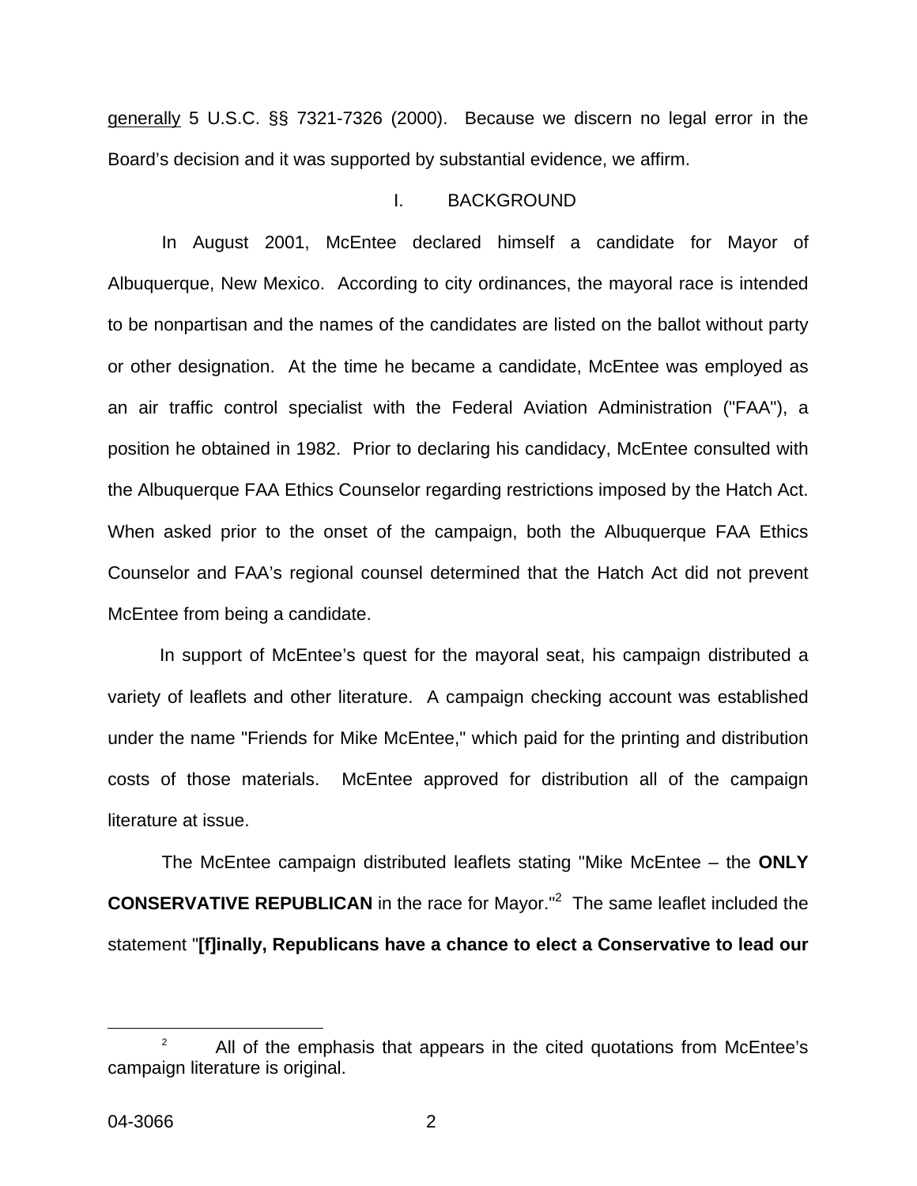generally 5 U.S.C. §§ 7321-7326 (2000). Because we discern no legal error in the Board's decision and it was supported by substantial evidence, we affirm.

## I. BACKGROUND

In August 2001, McEntee declared himself a candidate for Mayor of Albuquerque, New Mexico. According to city ordinances, the mayoral race is intended to be nonpartisan and the names of the candidates are listed on the ballot without party or other designation. At the time he became a candidate, McEntee was employed as an air traffic control specialist with the Federal Aviation Administration ("FAA"), a position he obtained in 1982. Prior to declaring his candidacy, McEntee consulted with the Albuquerque FAA Ethics Counselor regarding restrictions imposed by the Hatch Act. When asked prior to the onset of the campaign, both the Albuquerque FAA Ethics Counselor and FAA's regional counsel determined that the Hatch Act did not prevent McEntee from being a candidate.

In support of McEntee's quest for the mayoral seat, his campaign distributed a variety of leaflets and other literature. A campaign checking account was established under the name "Friends for Mike McEntee," which paid for the printing and distribution costs of those materials. McEntee approved for distribution all of the campaign literature at issue.

The McEntee campaign distributed leaflets stating "Mike McEntee – the **ONLY CONSERVATIVE REPUBLICAN** in the race for Mayor."[2] The same leaflet included the statement "**[f]inally, Republicans have a chance to elect a Conservative to lead our**

---

[2] All of the emphasis that appears in the cited quotations from McEntee's campaign literature is original.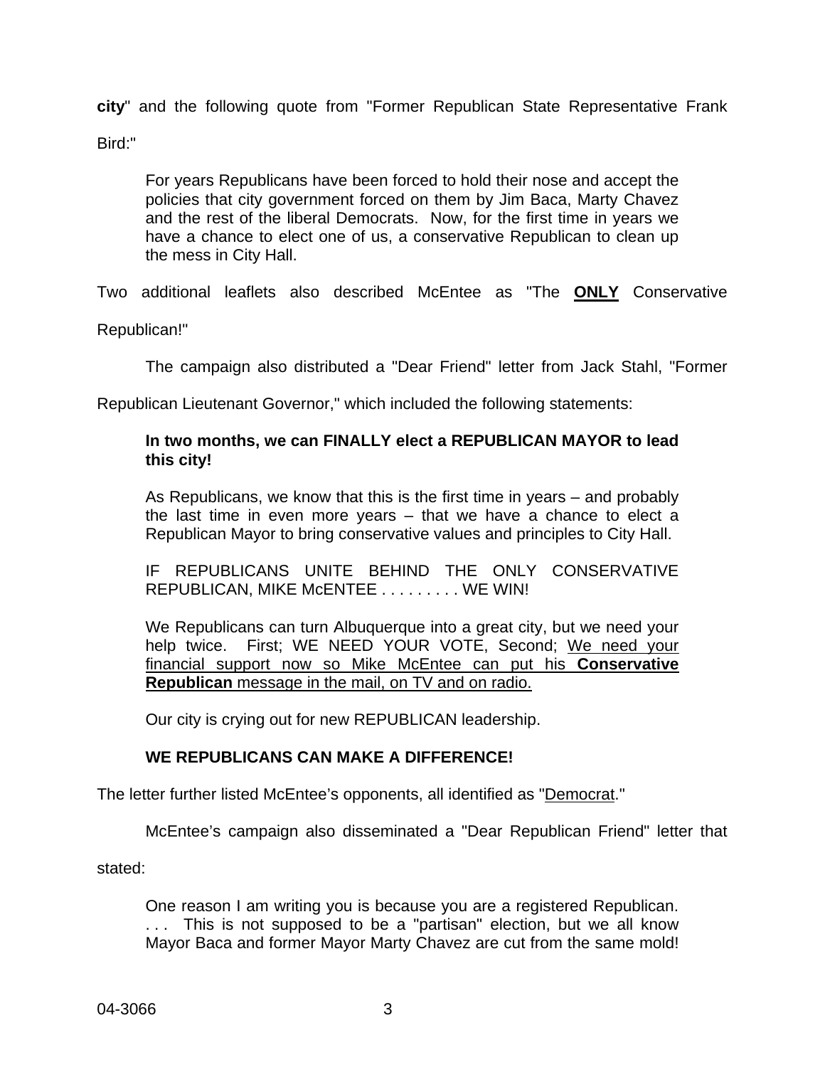**city**" and the following quote from "Former Republican State Representative Frank Bird:"

> For years Republicans have been forced to hold their nose and accept the policies that city government forced on them by Jim Baca, Marty Chavez and the rest of the liberal Democrats. Now, for the first time in years we have a chance to elect one of us, a conservative Republican to clean up the mess in City Hall.

Two additional leaflets also described McEntee as "The <u>**ONLY**</u> Conservative Republican!"

The campaign also distributed a "Dear Friend" letter from Jack Stahl, "Former Republican Lieutenant Governor," which included the following statements:

> **In two months, we can FINALLY elect a REPUBLICAN MAYOR to lead this city!**
>
> As Republicans, we know that this is the first time in years – and probably the last time in even more years – that we have a chance to elect a Republican Mayor to bring conservative values and principles to City Hall.
>
> IF REPUBLICANS UNITE BEHIND THE ONLY CONSERVATIVE REPUBLICAN, MIKE McENTEE . . . . . . . . . WE WIN!
>
> We Republicans can turn Albuquerque into a great city, but we need your help twice. First; WE NEED YOUR VOTE, Second; <u>We need your financial support now so Mike McEntee can put his **Conservative Republican** message in the mail, on TV and on radio.</u>
>
> Our city is crying out for new REPUBLICAN leadership.
>
> **WE REPUBLICANS CAN MAKE A DIFFERENCE!**

The letter further listed McEntee's opponents, all identified as "<u>Democrat</u>."

McEntee's campaign also disseminated a "Dear Republican Friend" letter that stated:

> One reason I am writing you is because you are a registered Republican. . . . This is not supposed to be a "partisan" election, but we all know Mayor Baca and former Mayor Marty Chavez are cut from the same mold!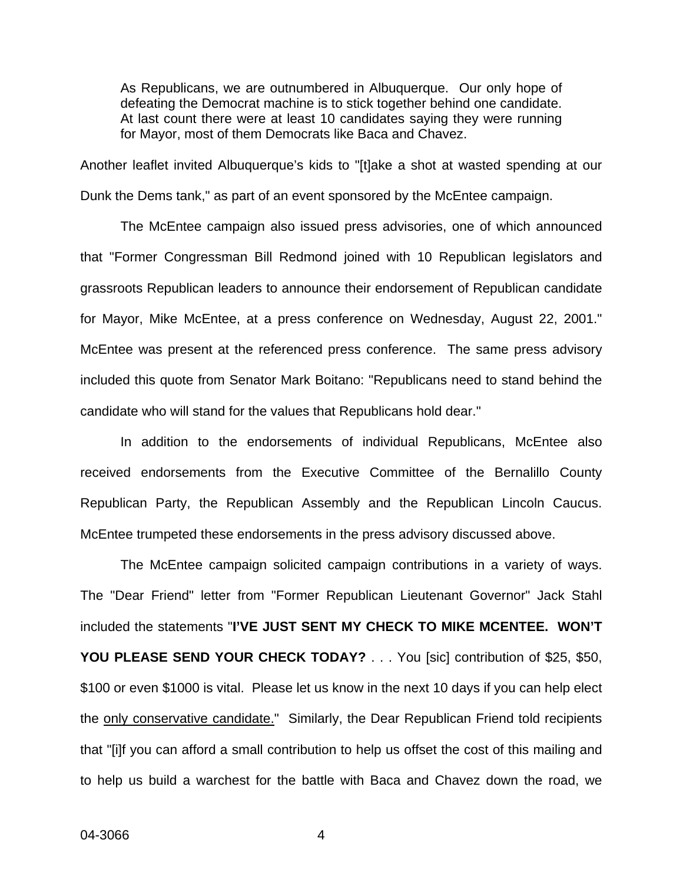> As Republicans, we are outnumbered in Albuquerque. Our only hope of defeating the Democrat machine is to stick together behind one candidate. At last count there were at least 10 candidates saying they were running for Mayor, most of them Democrats like Baca and Chavez.

Another leaflet invited Albuquerque's kids to "[t]ake a shot at wasted spending at our Dunk the Dems tank," as part of an event sponsored by the McEntee campaign.

The McEntee campaign also issued press advisories, one of which announced that "Former Congressman Bill Redmond joined with 10 Republican legislators and grassroots Republican leaders to announce their endorsement of Republican candidate for Mayor, Mike McEntee, at a press conference on Wednesday, August 22, 2001." McEntee was present at the referenced press conference. The same press advisory included this quote from Senator Mark Boitano: "Republicans need to stand behind the candidate who will stand for the values that Republicans hold dear."

In addition to the endorsements of individual Republicans, McEntee also received endorsements from the Executive Committee of the Bernalillo County Republican Party, the Republican Assembly and the Republican Lincoln Caucus. McEntee trumpeted these endorsements in the press advisory discussed above.

The McEntee campaign solicited campaign contributions in a variety of ways. The "Dear Friend" letter from "Former Republican Lieutenant Governor" Jack Stahl included the statements "**I'VE JUST SENT MY CHECK TO MIKE MCENTEE. WON'T YOU PLEASE SEND YOUR CHECK TODAY?** . . . You [sic] contribution of $25, $50, $100 or even $1000 is vital. Please let us know in the next 10 days if you can help elect the <u>only conservative candidate.</u>" Similarly, the Dear Republican Friend told recipients that "[i]f you can afford a small contribution to help us offset the cost of this mailing and to help us build a warchest for the battle with Baca and Chavez down the road, we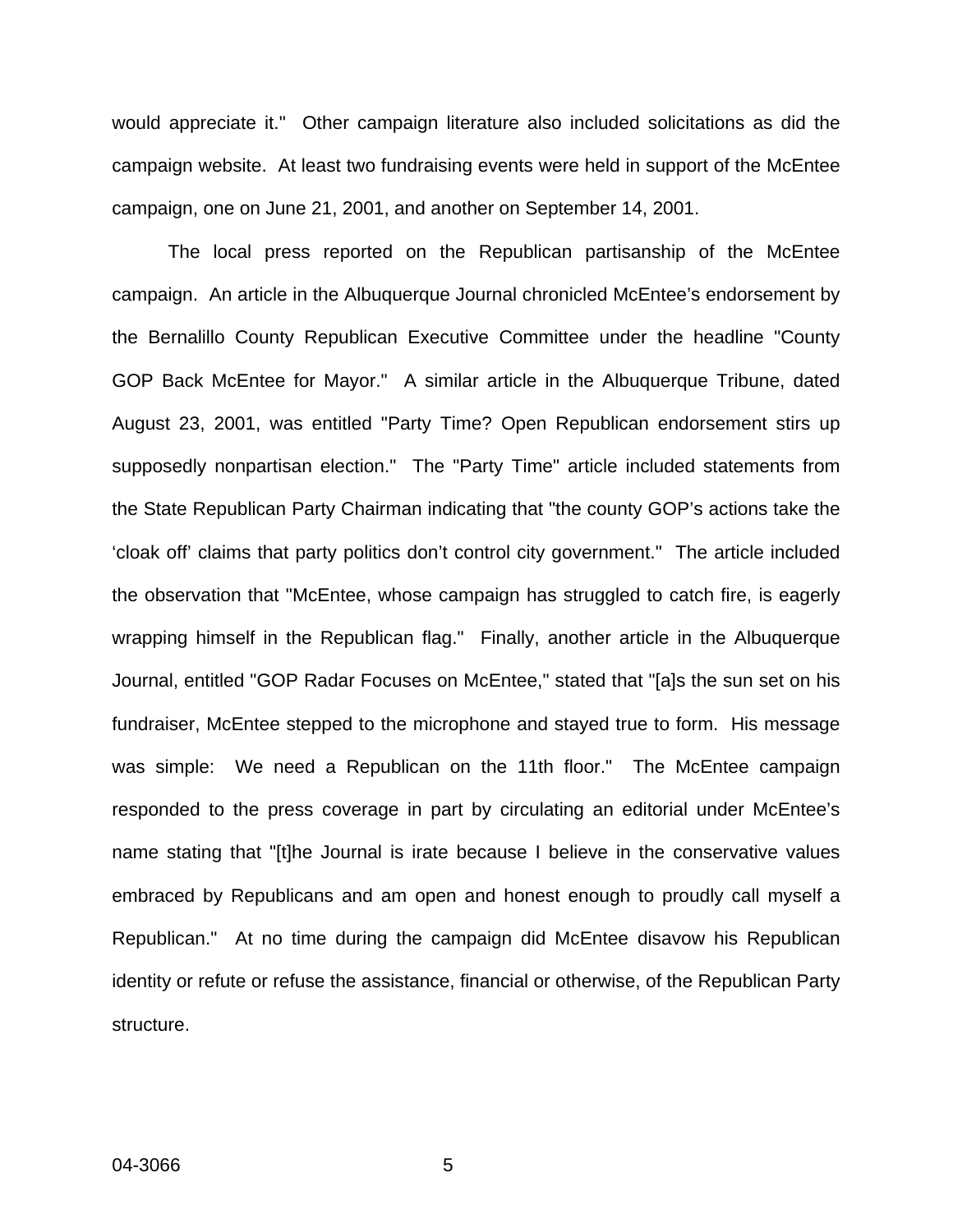would appreciate it." Other campaign literature also included solicitations as did the campaign website. At least two fundraising events were held in support of the McEntee campaign, one on June 21, 2001, and another on September 14, 2001.

The local press reported on the Republican partisanship of the McEntee campaign. An article in the Albuquerque Journal chronicled McEntee's endorsement by the Bernalillo County Republican Executive Committee under the headline "County GOP Back McEntee for Mayor." A similar article in the Albuquerque Tribune, dated August 23, 2001, was entitled "Party Time? Open Republican endorsement stirs up supposedly nonpartisan election." The "Party Time" article included statements from the State Republican Party Chairman indicating that "the county GOP's actions take the 'cloak off' claims that party politics don't control city government." The article included the observation that "McEntee, whose campaign has struggled to catch fire, is eagerly wrapping himself in the Republican flag." Finally, another article in the Albuquerque Journal, entitled "GOP Radar Focuses on McEntee," stated that "[a]s the sun set on his fundraiser, McEntee stepped to the microphone and stayed true to form. His message was simple: We need a Republican on the 11th floor." The McEntee campaign responded to the press coverage in part by circulating an editorial under McEntee's name stating that "[t]he Journal is irate because I believe in the conservative values embraced by Republicans and am open and honest enough to proudly call myself a Republican." At no time during the campaign did McEntee disavow his Republican identity or refute or refuse the assistance, financial or otherwise, of the Republican Party structure.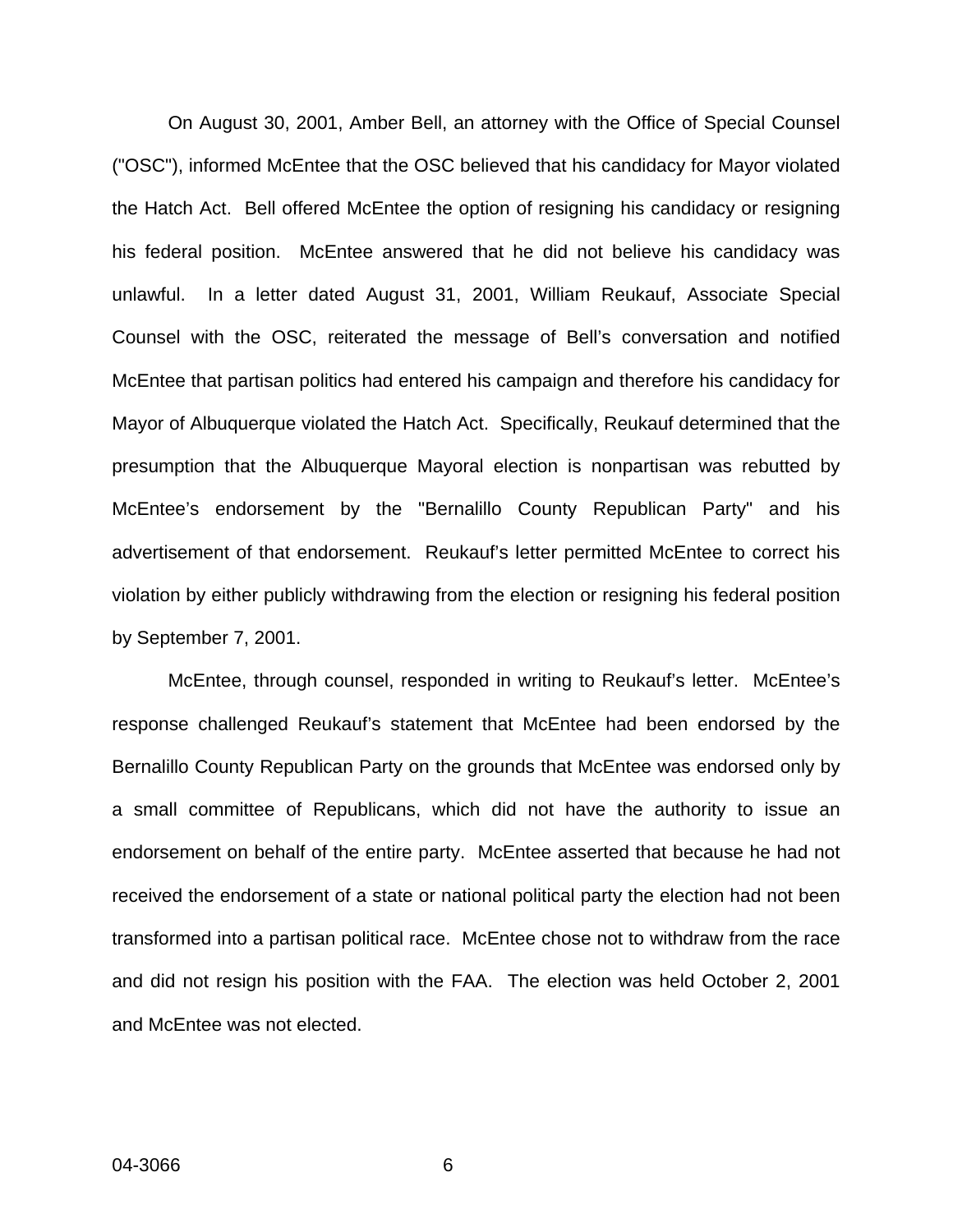On August 30, 2001, Amber Bell, an attorney with the Office of Special Counsel ("OSC"), informed McEntee that the OSC believed that his candidacy for Mayor violated the Hatch Act. Bell offered McEntee the option of resigning his candidacy or resigning his federal position. McEntee answered that he did not believe his candidacy was unlawful. In a letter dated August 31, 2001, William Reukauf, Associate Special Counsel with the OSC, reiterated the message of Bell's conversation and notified McEntee that partisan politics had entered his campaign and therefore his candidacy for Mayor of Albuquerque violated the Hatch Act. Specifically, Reukauf determined that the presumption that the Albuquerque Mayoral election is nonpartisan was rebutted by McEntee's endorsement by the "Bernalillo County Republican Party" and his advertisement of that endorsement. Reukauf's letter permitted McEntee to correct his violation by either publicly withdrawing from the election or resigning his federal position by September 7, 2001.

McEntee, through counsel, responded in writing to Reukauf's letter. McEntee's response challenged Reukauf's statement that McEntee had been endorsed by the Bernalillo County Republican Party on the grounds that McEntee was endorsed only by a small committee of Republicans, which did not have the authority to issue an endorsement on behalf of the entire party. McEntee asserted that because he had not received the endorsement of a state or national political party the election had not been transformed into a partisan political race. McEntee chose not to withdraw from the race and did not resign his position with the FAA. The election was held October 2, 2001 and McEntee was not elected.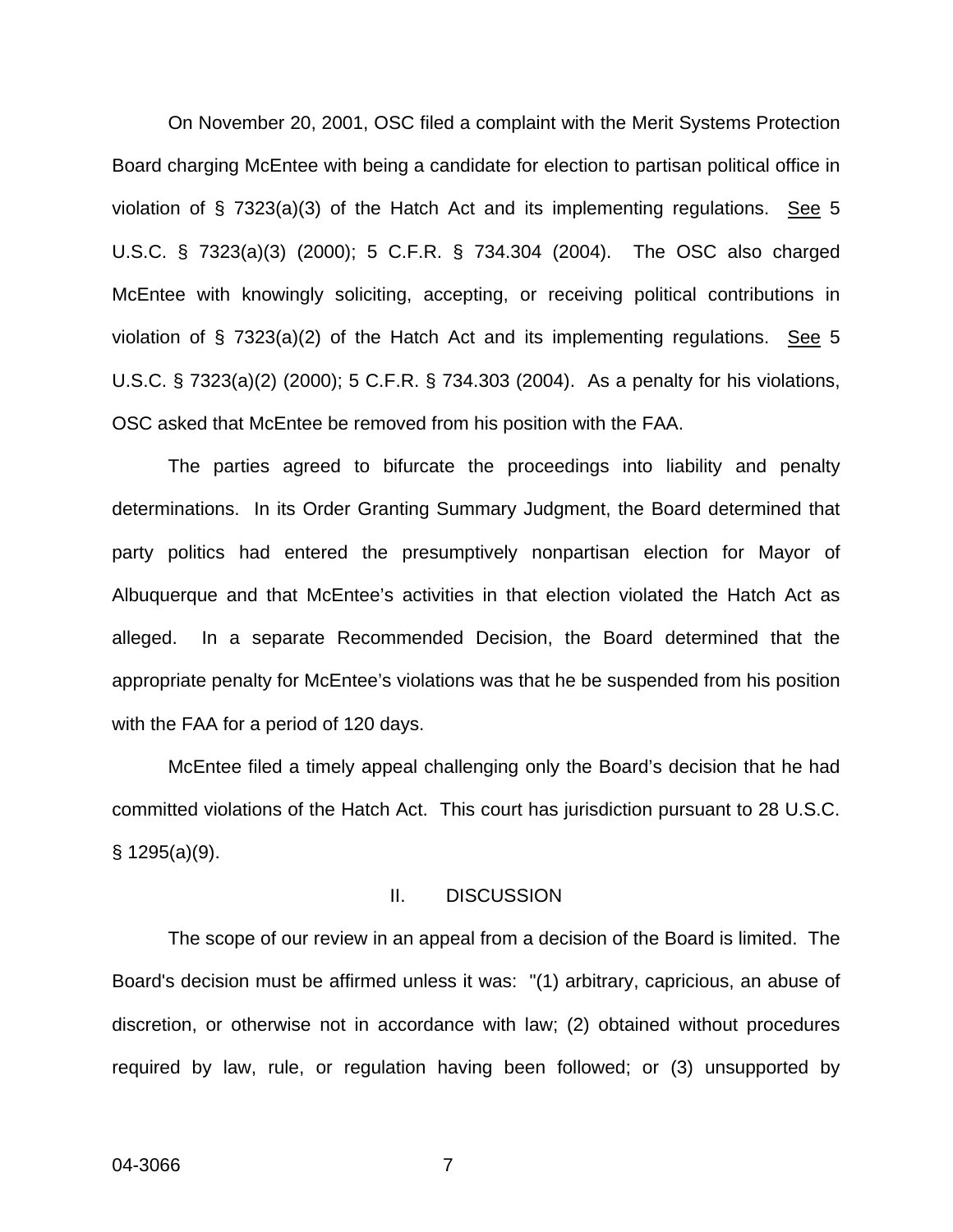On November 20, 2001, OSC filed a complaint with the Merit Systems Protection Board charging McEntee with being a candidate for election to partisan political office in violation of § 7323(a)(3) of the Hatch Act and its implementing regulations. See 5 U.S.C. § 7323(a)(3) (2000); 5 C.F.R. § 734.304 (2004). The OSC also charged McEntee with knowingly soliciting, accepting, or receiving political contributions in violation of § 7323(a)(2) of the Hatch Act and its implementing regulations. See 5 U.S.C. § 7323(a)(2) (2000); 5 C.F.R. § 734.303 (2004). As a penalty for his violations, OSC asked that McEntee be removed from his position with the FAA.

The parties agreed to bifurcate the proceedings into liability and penalty determinations. In its Order Granting Summary Judgment, the Board determined that party politics had entered the presumptively nonpartisan election for Mayor of Albuquerque and that McEntee's activities in that election violated the Hatch Act as alleged. In a separate Recommended Decision, the Board determined that the appropriate penalty for McEntee's violations was that he be suspended from his position with the FAA for a period of 120 days.

McEntee filed a timely appeal challenging only the Board's decision that he had committed violations of the Hatch Act. This court has jurisdiction pursuant to 28 U.S.C. § 1295(a)(9).

## II. DISCUSSION

The scope of our review in an appeal from a decision of the Board is limited. The Board's decision must be affirmed unless it was: "(1) arbitrary, capricious, an abuse of discretion, or otherwise not in accordance with law; (2) obtained without procedures required by law, rule, or regulation having been followed; or (3) unsupported by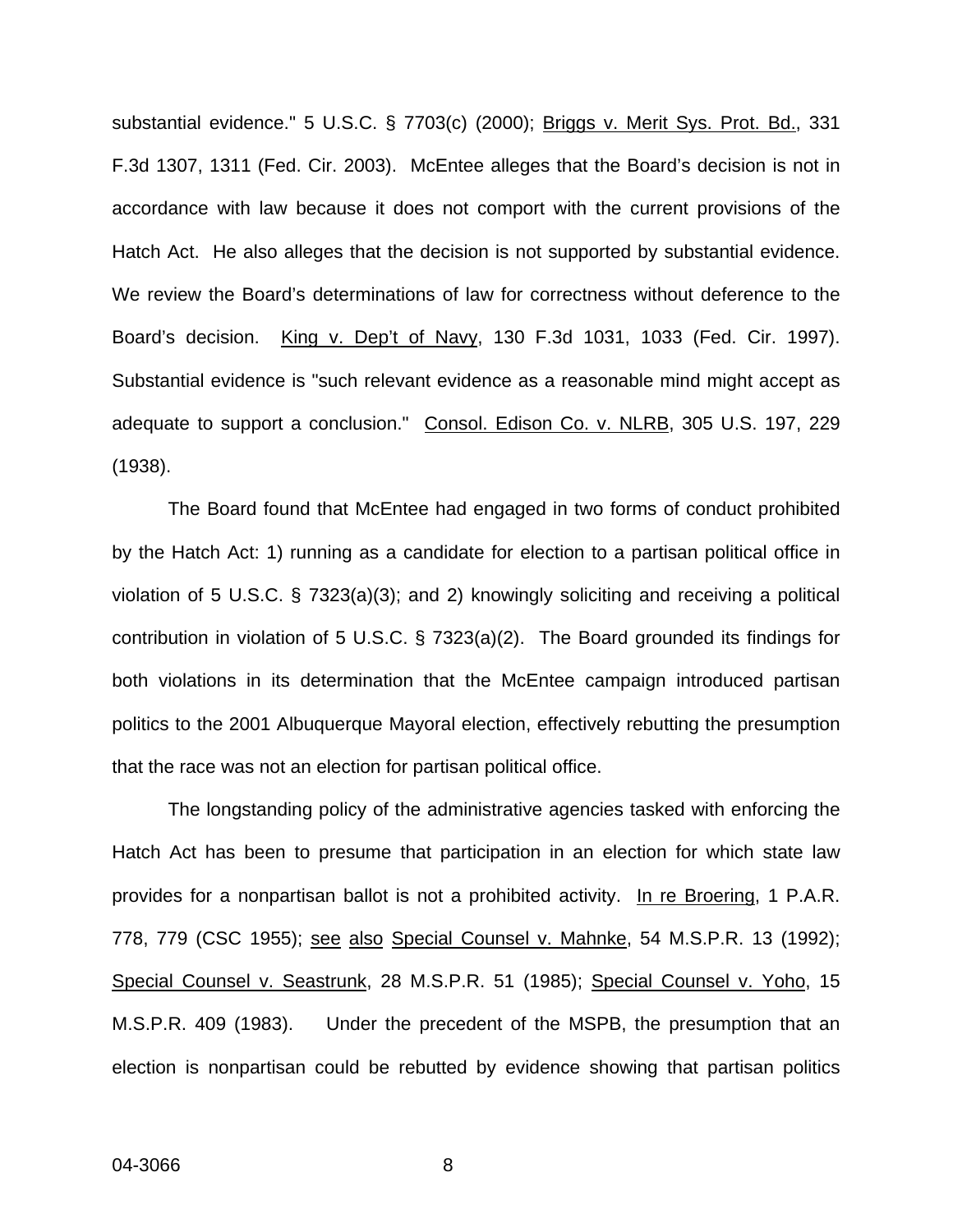substantial evidence." 5 U.S.C. § 7703(c) (2000); Briggs v. Merit Sys. Prot. Bd., 331 F.3d 1307, 1311 (Fed. Cir. 2003). McEntee alleges that the Board's decision is not in accordance with law because it does not comport with the current provisions of the Hatch Act. He also alleges that the decision is not supported by substantial evidence. We review the Board's determinations of law for correctness without deference to the Board's decision. King v. Dep't of Navy, 130 F.3d 1031, 1033 (Fed. Cir. 1997). Substantial evidence is "such relevant evidence as a reasonable mind might accept as adequate to support a conclusion." Consol. Edison Co. v. NLRB, 305 U.S. 197, 229 (1938).

The Board found that McEntee had engaged in two forms of conduct prohibited by the Hatch Act: 1) running as a candidate for election to a partisan political office in violation of 5 U.S.C. § 7323(a)(3); and 2) knowingly soliciting and receiving a political contribution in violation of 5 U.S.C. § 7323(a)(2). The Board grounded its findings for both violations in its determination that the McEntee campaign introduced partisan politics to the 2001 Albuquerque Mayoral election, effectively rebutting the presumption that the race was not an election for partisan political office.

The longstanding policy of the administrative agencies tasked with enforcing the Hatch Act has been to presume that participation in an election for which state law provides for a nonpartisan ballot is not a prohibited activity. In re Broering, 1 P.A.R. 778, 779 (CSC 1955); see also Special Counsel v. Mahnke, 54 M.S.P.R. 13 (1992); Special Counsel v. Seastrunk, 28 M.S.P.R. 51 (1985); Special Counsel v. Yoho, 15 M.S.P.R. 409 (1983). Under the precedent of the MSPB, the presumption that an election is nonpartisan could be rebutted by evidence showing that partisan politics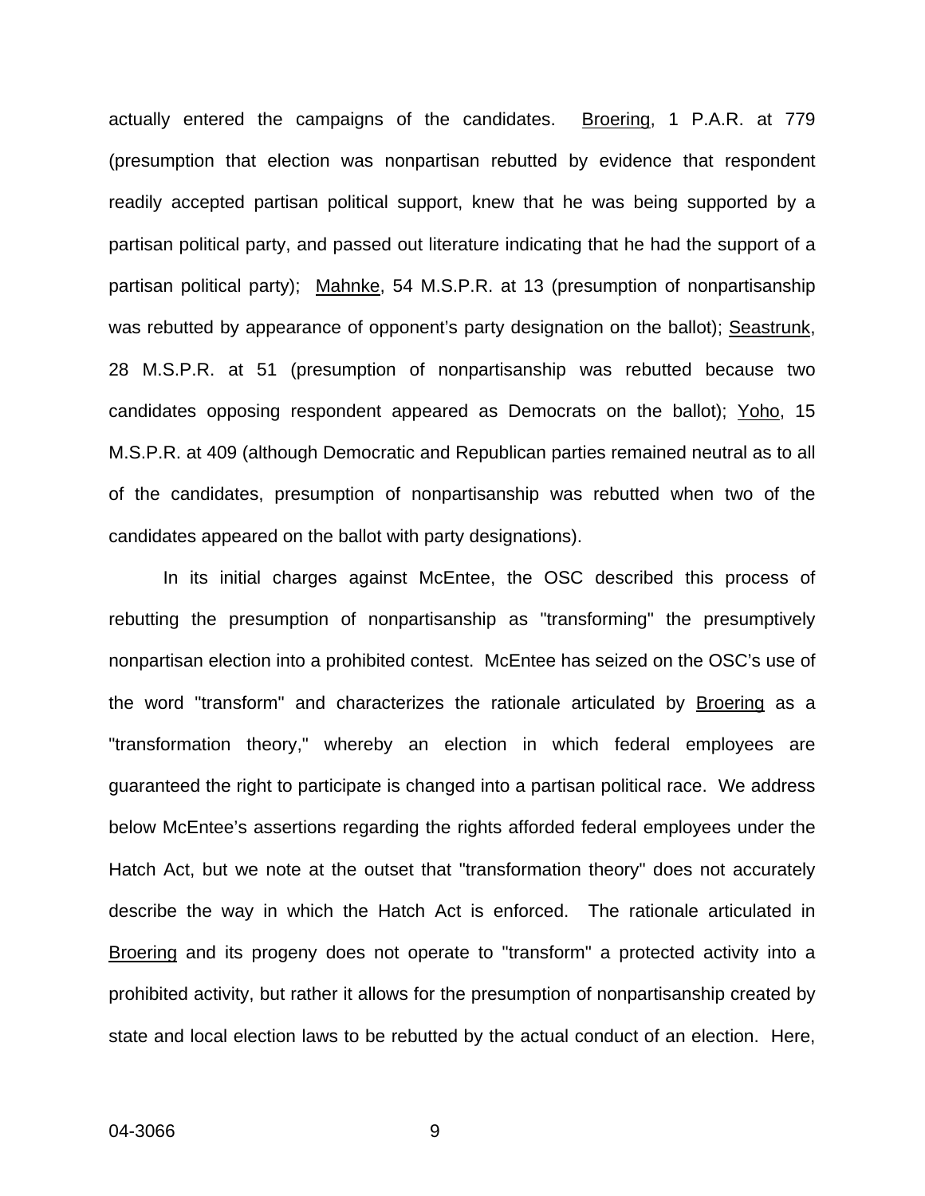actually entered the campaigns of the candidates. Broering, 1 P.A.R. at 779 (presumption that election was nonpartisan rebutted by evidence that respondent readily accepted partisan political support, knew that he was being supported by a partisan political party, and passed out literature indicating that he had the support of a partisan political party); Mahnke, 54 M.S.P.R. at 13 (presumption of nonpartisanship was rebutted by appearance of opponent's party designation on the ballot); Seastrunk, 28 M.S.P.R. at 51 (presumption of nonpartisanship was rebutted because two candidates opposing respondent appeared as Democrats on the ballot); Yoho, 15 M.S.P.R. at 409 (although Democratic and Republican parties remained neutral as to all of the candidates, presumption of nonpartisanship was rebutted when two of the candidates appeared on the ballot with party designations).

In its initial charges against McEntee, the OSC described this process of rebutting the presumption of nonpartisanship as "transforming" the presumptively nonpartisan election into a prohibited contest. McEntee has seized on the OSC's use of the word "transform" and characterizes the rationale articulated by Broering as a "transformation theory," whereby an election in which federal employees are guaranteed the right to participate is changed into a partisan political race. We address below McEntee's assertions regarding the rights afforded federal employees under the Hatch Act, but we note at the outset that "transformation theory" does not accurately describe the way in which the Hatch Act is enforced. The rationale articulated in Broering and its progeny does not operate to "transform" a protected activity into a prohibited activity, but rather it allows for the presumption of nonpartisanship created by state and local election laws to be rebutted by the actual conduct of an election. Here,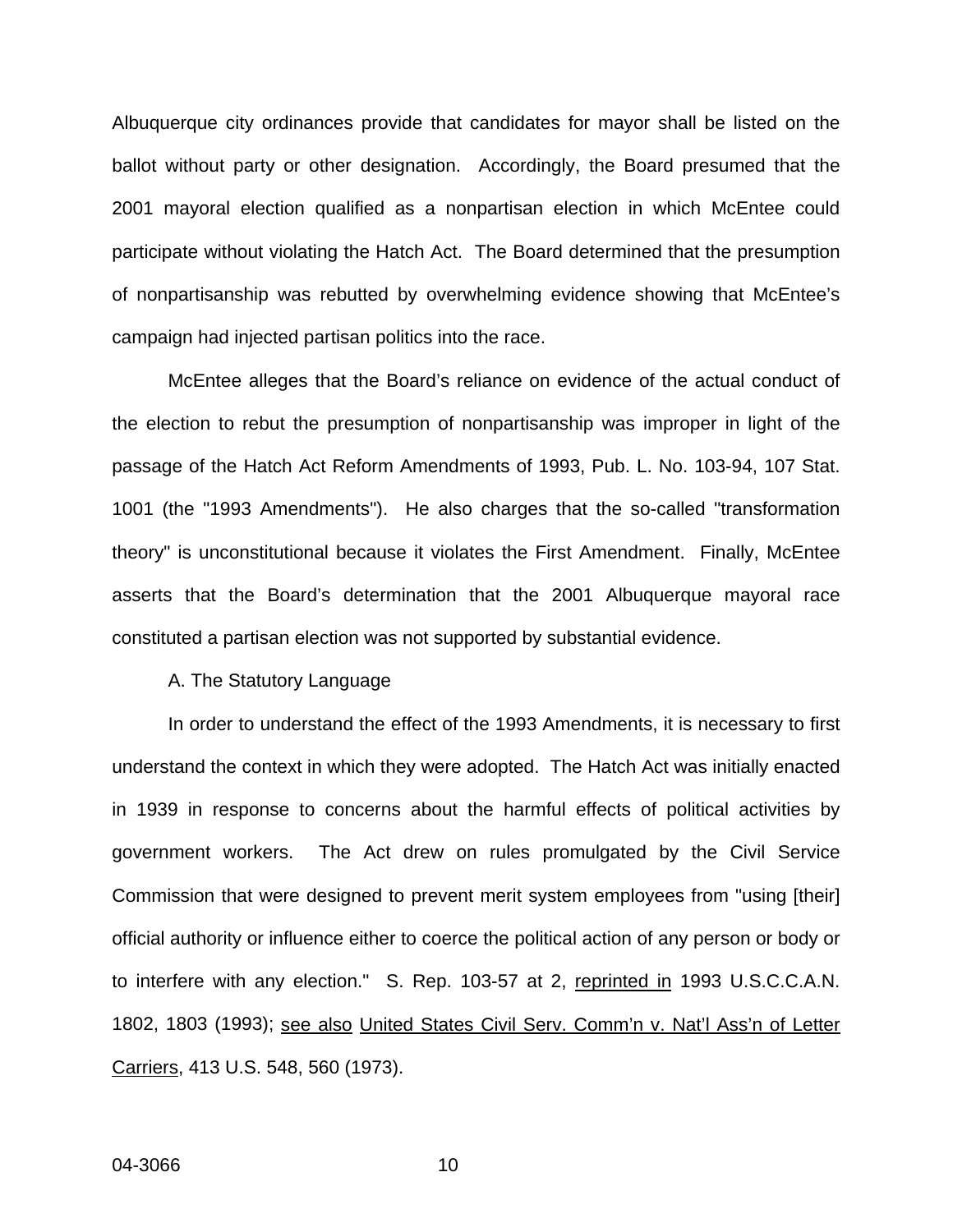Albuquerque city ordinances provide that candidates for mayor shall be listed on the ballot without party or other designation. Accordingly, the Board presumed that the 2001 mayoral election qualified as a nonpartisan election in which McEntee could participate without violating the Hatch Act. The Board determined that the presumption of nonpartisanship was rebutted by overwhelming evidence showing that McEntee's campaign had injected partisan politics into the race.

McEntee alleges that the Board's reliance on evidence of the actual conduct of the election to rebut the presumption of nonpartisanship was improper in light of the passage of the Hatch Act Reform Amendments of 1993, Pub. L. No. 103-94, 107 Stat. 1001 (the "1993 Amendments"). He also charges that the so-called "transformation theory" is unconstitutional because it violates the First Amendment. Finally, McEntee asserts that the Board's determination that the 2001 Albuquerque mayoral race constituted a partisan election was not supported by substantial evidence.

A. The Statutory Language

In order to understand the effect of the 1993 Amendments, it is necessary to first understand the context in which they were adopted. The Hatch Act was initially enacted in 1939 in response to concerns about the harmful effects of political activities by government workers. The Act drew on rules promulgated by the Civil Service Commission that were designed to prevent merit system employees from "using [their] official authority or influence either to coerce the political action of any person or body or to interfere with any election." S. Rep. 103-57 at 2, reprinted in 1993 U.S.C.C.A.N. 1802, 1803 (1993); see also United States Civil Serv. Comm'n v. Nat'l Ass'n of Letter Carriers, 413 U.S. 548, 560 (1973).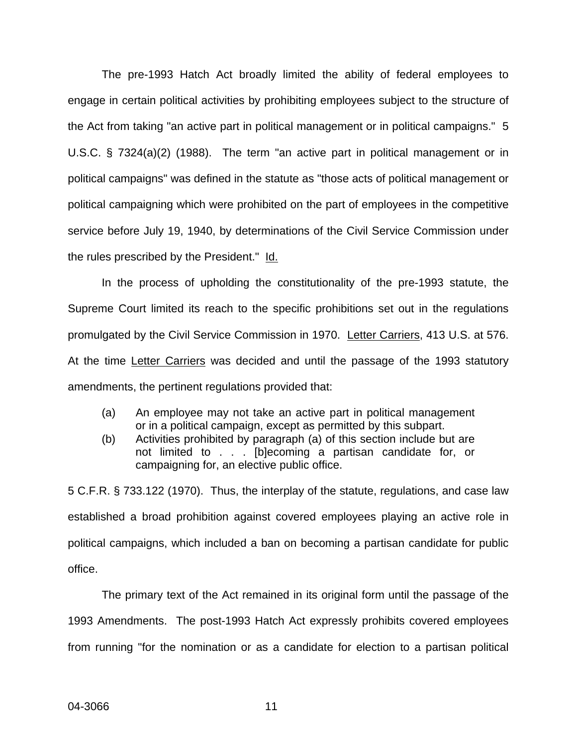The pre-1993 Hatch Act broadly limited the ability of federal employees to engage in certain political activities by prohibiting employees subject to the structure of the Act from taking "an active part in political management or in political campaigns." 5 U.S.C. § 7324(a)(2) (1988). The term "an active part in political management or in political campaigns" was defined in the statute as "those acts of political management or political campaigning which were prohibited on the part of employees in the competitive service before July 19, 1940, by determinations of the Civil Service Commission under the rules prescribed by the President." Id.

In the process of upholding the constitutionality of the pre-1993 statute, the Supreme Court limited its reach to the specific prohibitions set out in the regulations promulgated by the Civil Service Commission in 1970. Letter Carriers, 413 U.S. at 576. At the time Letter Carriers was decided and until the passage of the 1993 statutory amendments, the pertinent regulations provided that:

> (a) An employee may not take an active part in political management or in a political campaign, except as permitted by this subpart.
> (b) Activities prohibited by paragraph (a) of this section include but are not limited to . . . [b]ecoming a partisan candidate for, or campaigning for, an elective public office.

5 C.F.R. § 733.122 (1970). Thus, the interplay of the statute, regulations, and case law established a broad prohibition against covered employees playing an active role in political campaigns, which included a ban on becoming a partisan candidate for public office.

The primary text of the Act remained in its original form until the passage of the 1993 Amendments. The post-1993 Hatch Act expressly prohibits covered employees from running "for the nomination or as a candidate for election to a partisan political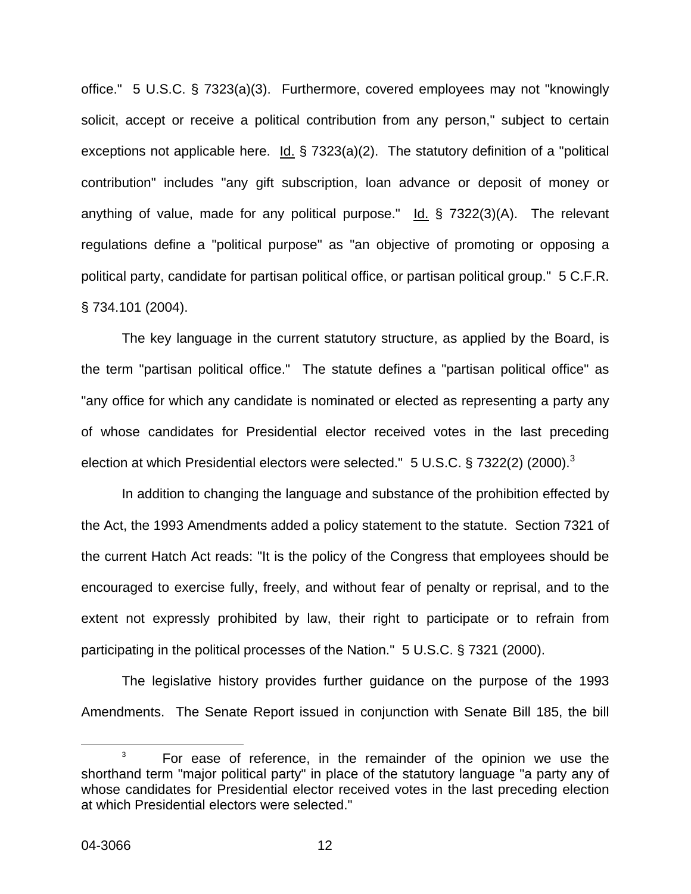office." 5 U.S.C. § 7323(a)(3). Furthermore, covered employees may not "knowingly solicit, accept or receive a political contribution from any person," subject to certain exceptions not applicable here. Id. § 7323(a)(2). The statutory definition of a "political contribution" includes "any gift subscription, loan advance or deposit of money or anything of value, made for any political purpose." Id. § 7322(3)(A). The relevant regulations define a "political purpose" as "an objective of promoting or opposing a political party, candidate for partisan political office, or partisan political group." 5 C.F.R. § 734.101 (2004).

The key language in the current statutory structure, as applied by the Board, is the term "partisan political office." The statute defines a "partisan political office" as "any office for which any candidate is nominated or elected as representing a party any of whose candidates for Presidential elector received votes in the last preceding election at which Presidential electors were selected." 5 U.S.C. § 7322(2) (2000).[3]

In addition to changing the language and substance of the prohibition effected by the Act, the 1993 Amendments added a policy statement to the statute. Section 7321 of the current Hatch Act reads: "It is the policy of the Congress that employees should be encouraged to exercise fully, freely, and without fear of penalty or reprisal, and to the extent not expressly prohibited by law, their right to participate or to refrain from participating in the political processes of the Nation." 5 U.S.C. § 7321 (2000).

The legislative history provides further guidance on the purpose of the 1993 Amendments. The Senate Report issued in conjunction with Senate Bill 185, the bill

---

[3] For ease of reference, in the remainder of the opinion we use the shorthand term "major political party" in place of the statutory language "a party any of whose candidates for Presidential elector received votes in the last preceding election at which Presidential electors were selected."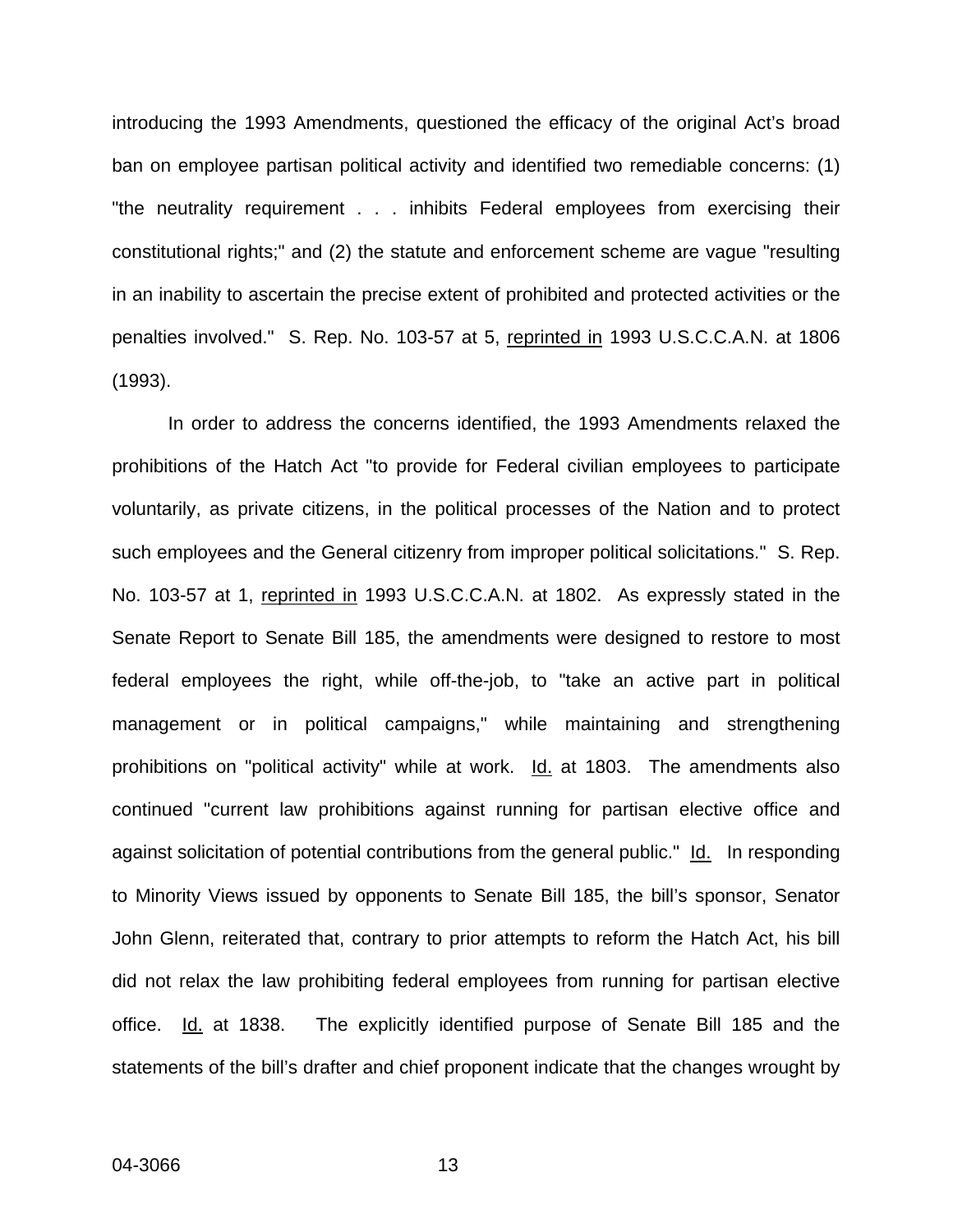introducing the 1993 Amendments, questioned the efficacy of the original Act's broad ban on employee partisan political activity and identified two remediable concerns: (1) "the neutrality requirement . . . inhibits Federal employees from exercising their constitutional rights;" and (2) the statute and enforcement scheme are vague "resulting in an inability to ascertain the precise extent of prohibited and protected activities or the penalties involved." S. Rep. No. 103-57 at 5, reprinted in 1993 U.S.C.C.A.N. at 1806 (1993).

In order to address the concerns identified, the 1993 Amendments relaxed the prohibitions of the Hatch Act "to provide for Federal civilian employees to participate voluntarily, as private citizens, in the political processes of the Nation and to protect such employees and the General citizenry from improper political solicitations." S. Rep. No. 103-57 at 1, reprinted in 1993 U.S.C.C.A.N. at 1802. As expressly stated in the Senate Report to Senate Bill 185, the amendments were designed to restore to most federal employees the right, while off-the-job, to "take an active part in political management or in political campaigns," while maintaining and strengthening prohibitions on "political activity" while at work. Id. at 1803. The amendments also continued "current law prohibitions against running for partisan elective office and against solicitation of potential contributions from the general public." Id. In responding to Minority Views issued by opponents to Senate Bill 185, the bill's sponsor, Senator John Glenn, reiterated that, contrary to prior attempts to reform the Hatch Act, his bill did not relax the law prohibiting federal employees from running for partisan elective office. Id. at 1838. The explicitly identified purpose of Senate Bill 185 and the statements of the bill's drafter and chief proponent indicate that the changes wrought by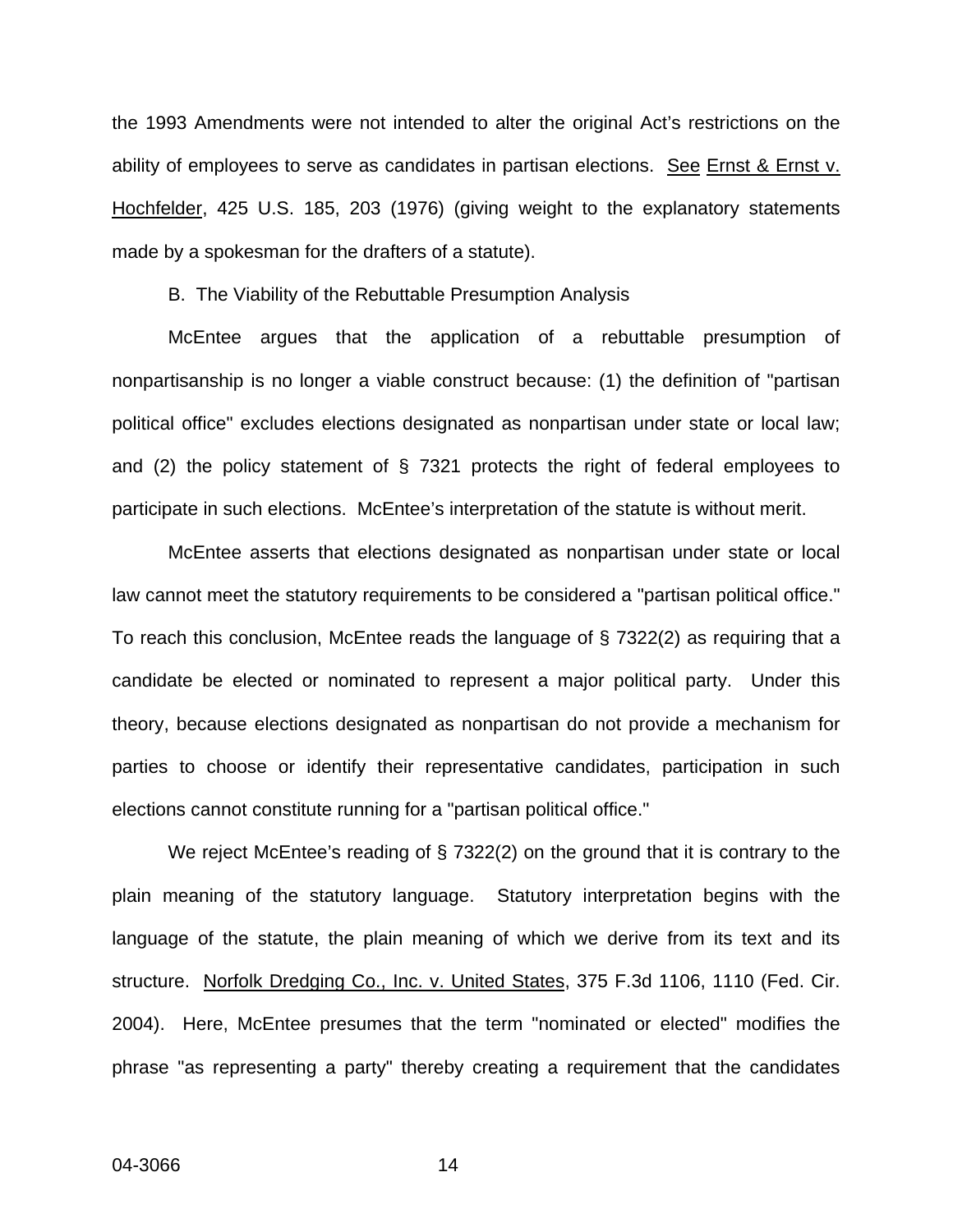the 1993 Amendments were not intended to alter the original Act's restrictions on the ability of employees to serve as candidates in partisan elections. See Ernst & Ernst v. Hochfelder, 425 U.S. 185, 203 (1976) (giving weight to the explanatory statements made by a spokesman for the drafters of a statute).

B. The Viability of the Rebuttable Presumption Analysis

McEntee argues that the application of a rebuttable presumption of nonpartisanship is no longer a viable construct because: (1) the definition of "partisan political office" excludes elections designated as nonpartisan under state or local law; and (2) the policy statement of § 7321 protects the right of federal employees to participate in such elections. McEntee's interpretation of the statute is without merit.

McEntee asserts that elections designated as nonpartisan under state or local law cannot meet the statutory requirements to be considered a "partisan political office." To reach this conclusion, McEntee reads the language of § 7322(2) as requiring that a candidate be elected or nominated to represent a major political party. Under this theory, because elections designated as nonpartisan do not provide a mechanism for parties to choose or identify their representative candidates, participation in such elections cannot constitute running for a "partisan political office."

We reject McEntee's reading of § 7322(2) on the ground that it is contrary to the plain meaning of the statutory language. Statutory interpretation begins with the language of the statute, the plain meaning of which we derive from its text and its structure. Norfolk Dredging Co., Inc. v. United States, 375 F.3d 1106, 1110 (Fed. Cir. 2004). Here, McEntee presumes that the term "nominated or elected" modifies the phrase "as representing a party" thereby creating a requirement that the candidates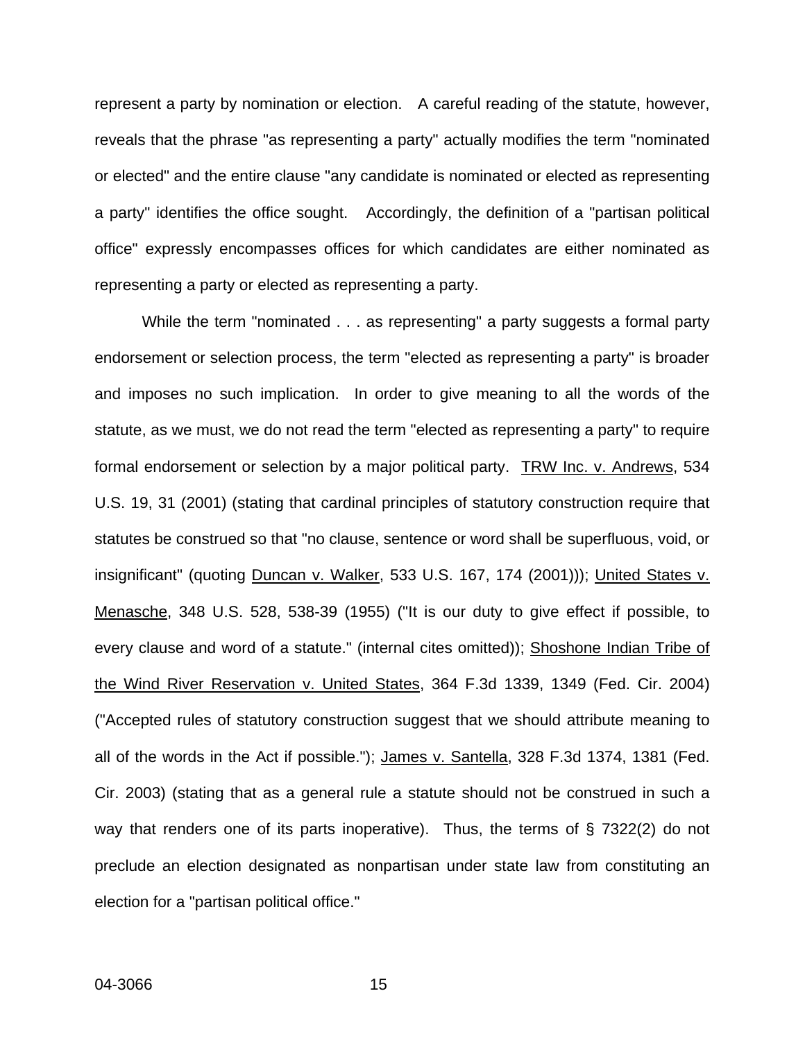represent a party by nomination or election. A careful reading of the statute, however, reveals that the phrase "as representing a party" actually modifies the term "nominated or elected" and the entire clause "any candidate is nominated or elected as representing a party" identifies the office sought. Accordingly, the definition of a "partisan political office" expressly encompasses offices for which candidates are either nominated as representing a party or elected as representing a party.

While the term "nominated . . . as representing" a party suggests a formal party endorsement or selection process, the term "elected as representing a party" is broader and imposes no such implication. In order to give meaning to all the words of the statute, as we must, we do not read the term "elected as representing a party" to require formal endorsement or selection by a major political party. TRW Inc. v. Andrews, 534 U.S. 19, 31 (2001) (stating that cardinal principles of statutory construction require that statutes be construed so that "no clause, sentence or word shall be superfluous, void, or insignificant" (quoting Duncan v. Walker, 533 U.S. 167, 174 (2001))); United States v. Menasche, 348 U.S. 528, 538-39 (1955) ("It is our duty to give effect if possible, to every clause and word of a statute." (internal cites omitted)); Shoshone Indian Tribe of the Wind River Reservation v. United States, 364 F.3d 1339, 1349 (Fed. Cir. 2004) ("Accepted rules of statutory construction suggest that we should attribute meaning to all of the words in the Act if possible."); James v. Santella, 328 F.3d 1374, 1381 (Fed. Cir. 2003) (stating that as a general rule a statute should not be construed in such a way that renders one of its parts inoperative). Thus, the terms of § 7322(2) do not preclude an election designated as nonpartisan under state law from constituting an election for a "partisan political office."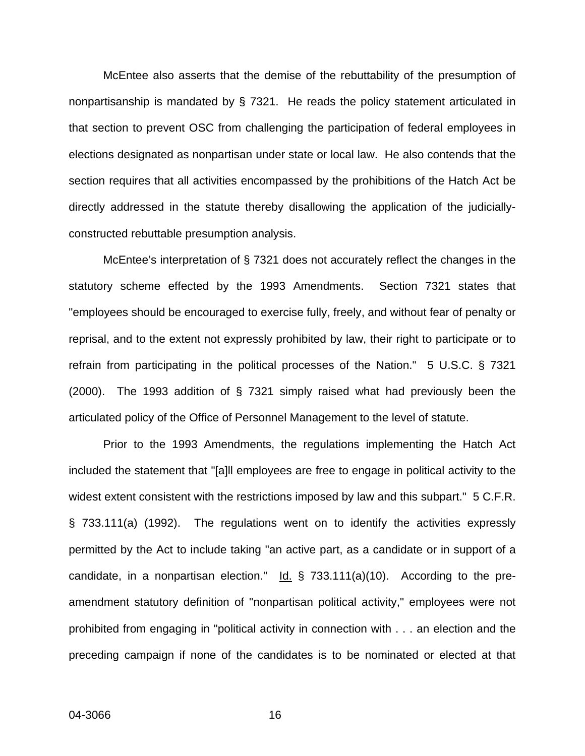McEntee also asserts that the demise of the rebuttability of the presumption of nonpartisanship is mandated by § 7321. He reads the policy statement articulated in that section to prevent OSC from challenging the participation of federal employees in elections designated as nonpartisan under state or local law. He also contends that the section requires that all activities encompassed by the prohibitions of the Hatch Act be directly addressed in the statute thereby disallowing the application of the judicially-constructed rebuttable presumption analysis.

McEntee's interpretation of § 7321 does not accurately reflect the changes in the statutory scheme effected by the 1993 Amendments. Section 7321 states that "employees should be encouraged to exercise fully, freely, and without fear of penalty or reprisal, and to the extent not expressly prohibited by law, their right to participate or to refrain from participating in the political processes of the Nation." 5 U.S.C. § 7321 (2000). The 1993 addition of § 7321 simply raised what had previously been the articulated policy of the Office of Personnel Management to the level of statute.

Prior to the 1993 Amendments, the regulations implementing the Hatch Act included the statement that "[a]ll employees are free to engage in political activity to the widest extent consistent with the restrictions imposed by law and this subpart." 5 C.F.R. § 733.111(a) (1992). The regulations went on to identify the activities expressly permitted by the Act to include taking "an active part, as a candidate or in support of a candidate, in a nonpartisan election." Id. § 733.111(a)(10). According to the pre-amendment statutory definition of "nonpartisan political activity," employees were not prohibited from engaging in "political activity in connection with . . . an election and the preceding campaign if none of the candidates is to be nominated or elected at that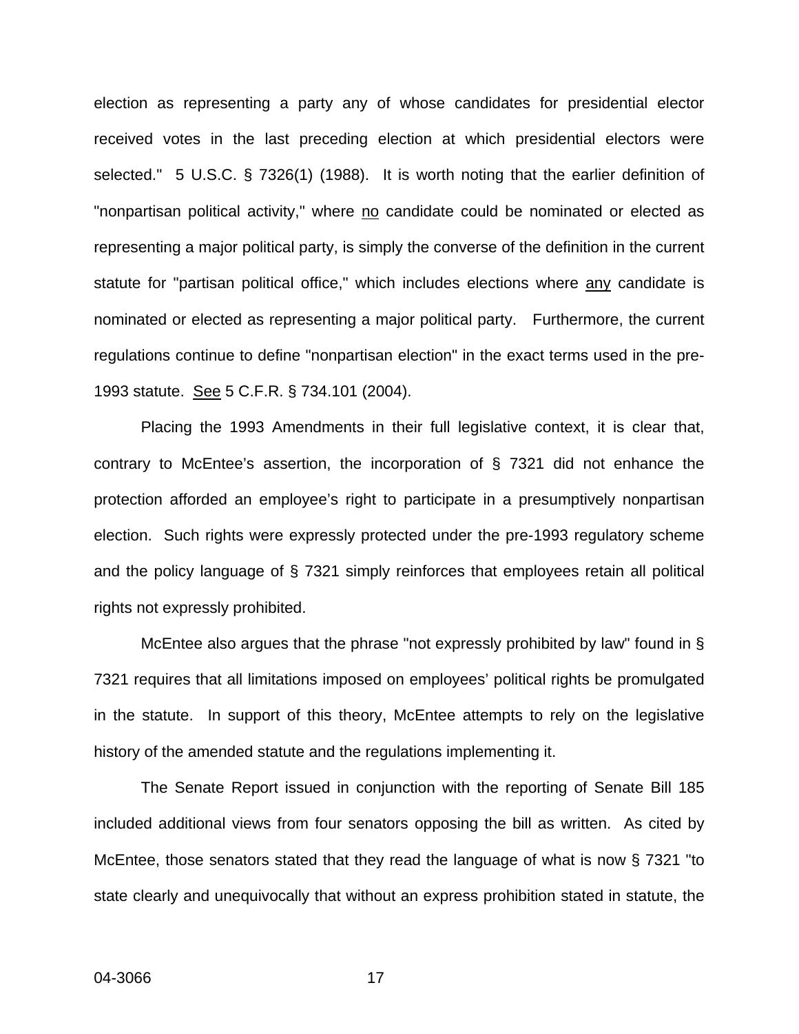election as representing a party any of whose candidates for presidential elector received votes in the last preceding election at which presidential electors were selected." 5 U.S.C. § 7326(1) (1988). It is worth noting that the earlier definition of "nonpartisan political activity," where no candidate could be nominated or elected as representing a major political party, is simply the converse of the definition in the current statute for "partisan political office," which includes elections where any candidate is nominated or elected as representing a major political party. Furthermore, the current regulations continue to define "nonpartisan election" in the exact terms used in the pre-1993 statute. See 5 C.F.R. § 734.101 (2004).

Placing the 1993 Amendments in their full legislative context, it is clear that, contrary to McEntee's assertion, the incorporation of § 7321 did not enhance the protection afforded an employee's right to participate in a presumptively nonpartisan election. Such rights were expressly protected under the pre-1993 regulatory scheme and the policy language of § 7321 simply reinforces that employees retain all political rights not expressly prohibited.

McEntee also argues that the phrase "not expressly prohibited by law" found in § 7321 requires that all limitations imposed on employees' political rights be promulgated in the statute. In support of this theory, McEntee attempts to rely on the legislative history of the amended statute and the regulations implementing it.

The Senate Report issued in conjunction with the reporting of Senate Bill 185 included additional views from four senators opposing the bill as written. As cited by McEntee, those senators stated that they read the language of what is now § 7321 "to state clearly and unequivocally that without an express prohibition stated in statute, the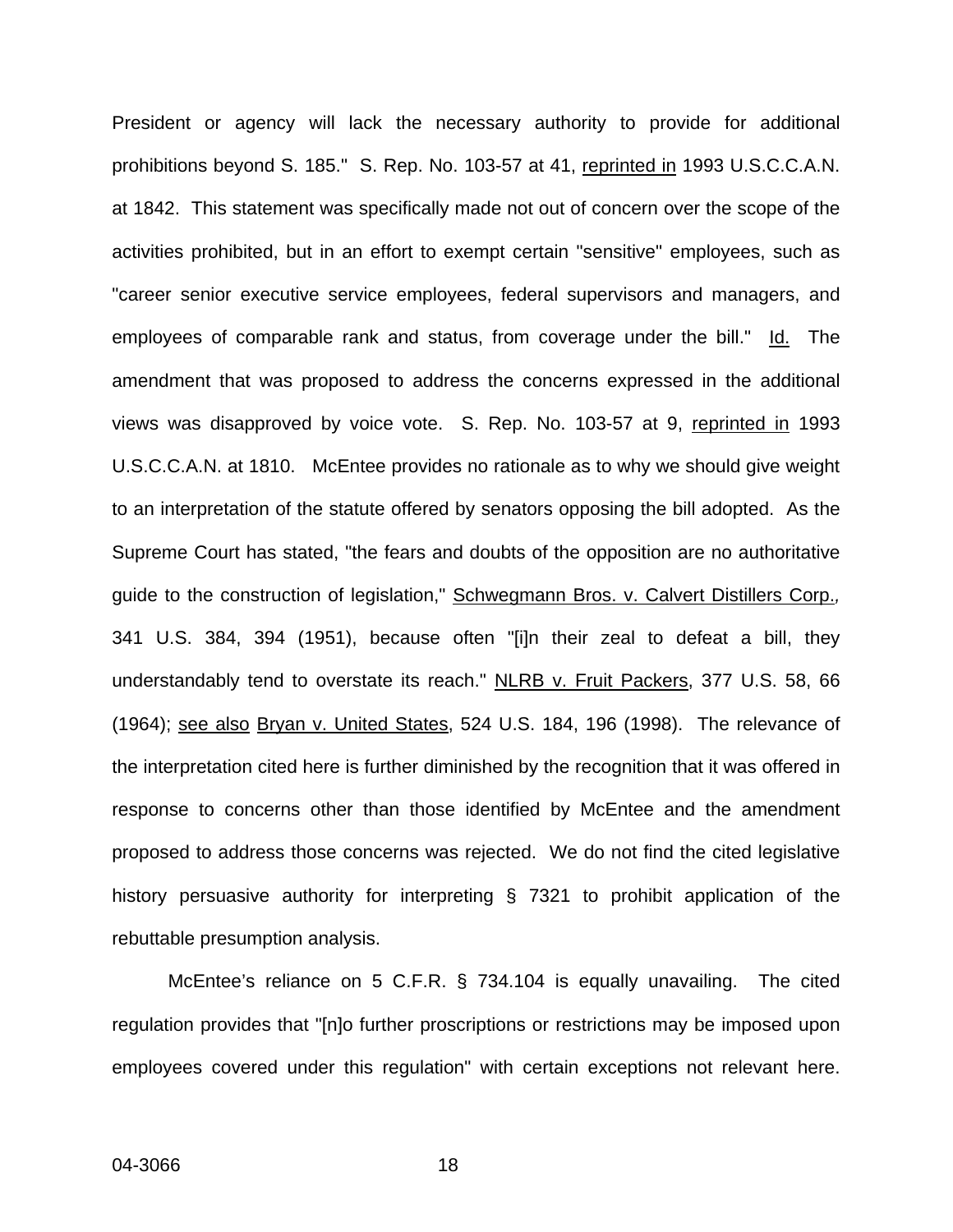President or agency will lack the necessary authority to provide for additional prohibitions beyond S. 185." S. Rep. No. 103-57 at 41, reprinted in 1993 U.S.C.C.A.N. at 1842. This statement was specifically made not out of concern over the scope of the activities prohibited, but in an effort to exempt certain "sensitive" employees, such as "career senior executive service employees, federal supervisors and managers, and employees of comparable rank and status, from coverage under the bill." Id. The amendment that was proposed to address the concerns expressed in the additional views was disapproved by voice vote. S. Rep. No. 103-57 at 9, reprinted in 1993 U.S.C.C.A.N. at 1810. McEntee provides no rationale as to why we should give weight to an interpretation of the statute offered by senators opposing the bill adopted. As the Supreme Court has stated, "the fears and doubts of the opposition are no authoritative guide to the construction of legislation," Schwegmann Bros. v. Calvert Distillers Corp., 341 U.S. 384, 394 (1951), because often "[i]n their zeal to defeat a bill, they understandably tend to overstate its reach." NLRB v. Fruit Packers, 377 U.S. 58, 66 (1964); see also Bryan v. United States, 524 U.S. 184, 196 (1998). The relevance of the interpretation cited here is further diminished by the recognition that it was offered in response to concerns other than those identified by McEntee and the amendment proposed to address those concerns was rejected. We do not find the cited legislative history persuasive authority for interpreting § 7321 to prohibit application of the rebuttable presumption analysis.

McEntee's reliance on 5 C.F.R. § 734.104 is equally unavailing. The cited regulation provides that "[n]o further proscriptions or restrictions may be imposed upon employees covered under this regulation" with certain exceptions not relevant here.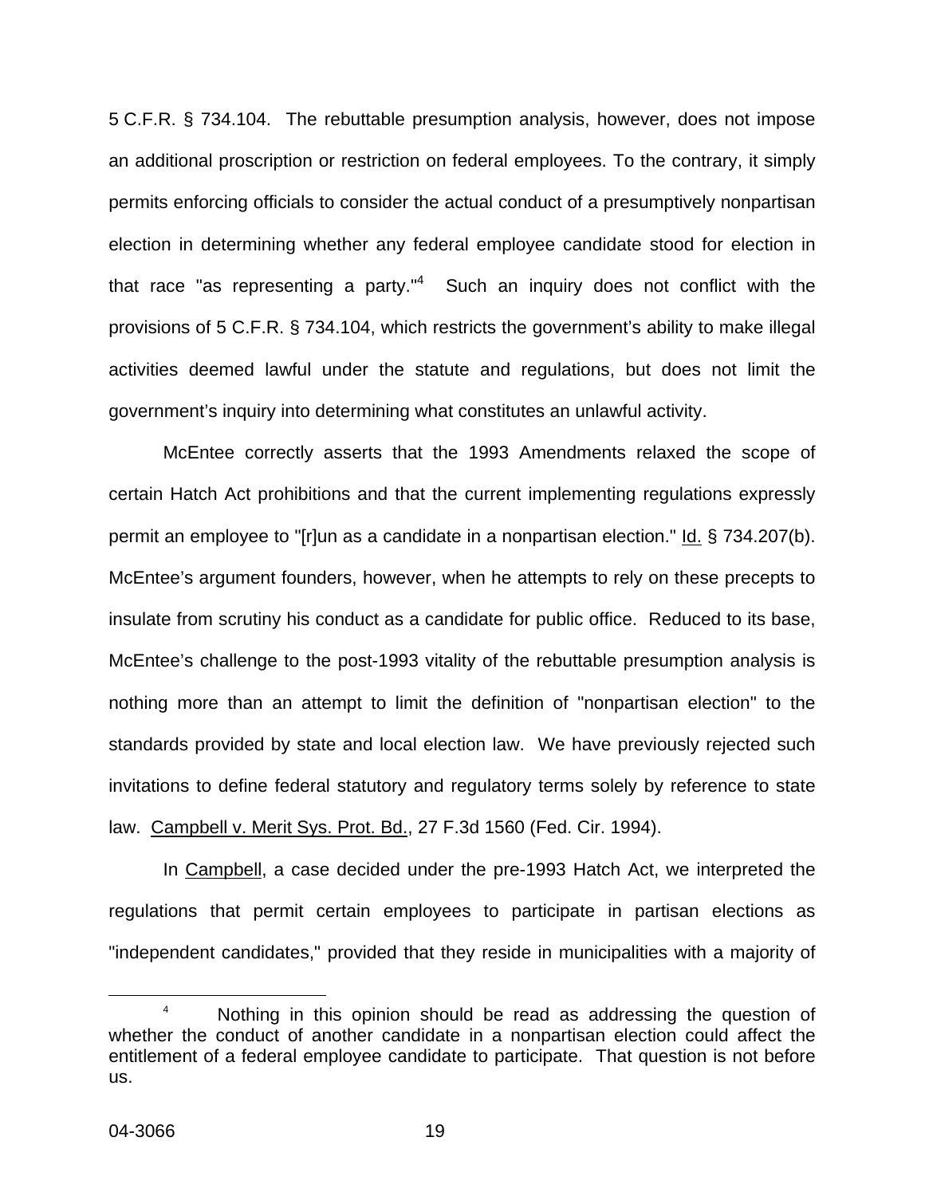5 C.F.R. § 734.104. The rebuttable presumption analysis, however, does not impose an additional proscription or restriction on federal employees. To the contrary, it simply permits enforcing officials to consider the actual conduct of a presumptively nonpartisan election in determining whether any federal employee candidate stood for election in that race "as representing a party."[4] Such an inquiry does not conflict with the provisions of 5 C.F.R. § 734.104, which restricts the government's ability to make illegal activities deemed lawful under the statute and regulations, but does not limit the government's inquiry into determining what constitutes an unlawful activity.

McEntee correctly asserts that the 1993 Amendments relaxed the scope of certain Hatch Act prohibitions and that the current implementing regulations expressly permit an employee to "[r]un as a candidate in a nonpartisan election." Id. § 734.207(b). McEntee's argument founders, however, when he attempts to rely on these precepts to insulate from scrutiny his conduct as a candidate for public office. Reduced to its base, McEntee's challenge to the post-1993 vitality of the rebuttable presumption analysis is nothing more than an attempt to limit the definition of "nonpartisan election" to the standards provided by state and local election law. We have previously rejected such invitations to define federal statutory and regulatory terms solely by reference to state law. Campbell v. Merit Sys. Prot. Bd., 27 F.3d 1560 (Fed. Cir. 1994).

In Campbell, a case decided under the pre-1993 Hatch Act, we interpreted the regulations that permit certain employees to participate in partisan elections as "independent candidates," provided that they reside in municipalities with a majority of

[4] Nothing in this opinion should be read as addressing the question of whether the conduct of another candidate in a nonpartisan election could affect the entitlement of a federal employee candidate to participate. That question is not before us.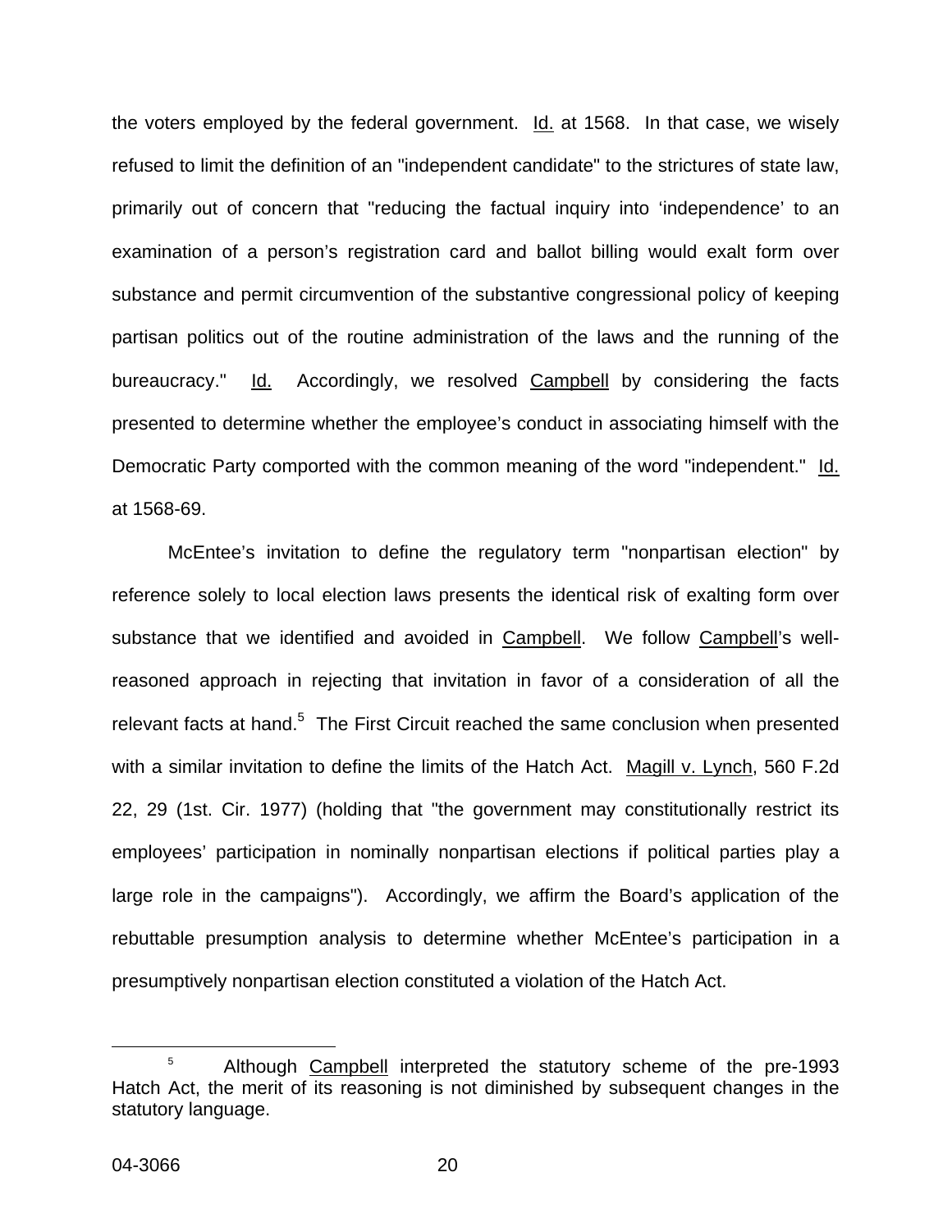the voters employed by the federal government. Id. at 1568. In that case, we wisely refused to limit the definition of an "independent candidate" to the strictures of state law, primarily out of concern that "reducing the factual inquiry into 'independence' to an examination of a person's registration card and ballot billing would exalt form over substance and permit circumvention of the substantive congressional policy of keeping partisan politics out of the routine administration of the laws and the running of the bureaucracy." Id. Accordingly, we resolved Campbell by considering the facts presented to determine whether the employee's conduct in associating himself with the Democratic Party comported with the common meaning of the word "independent." Id. at 1568-69.

McEntee's invitation to define the regulatory term "nonpartisan election" by reference solely to local election laws presents the identical risk of exalting form over substance that we identified and avoided in Campbell. We follow Campbell's well-reasoned approach in rejecting that invitation in favor of a consideration of all the relevant facts at hand.[5] The First Circuit reached the same conclusion when presented with a similar invitation to define the limits of the Hatch Act. Magill v. Lynch, 560 F.2d 22, 29 (1st. Cir. 1977) (holding that "the government may constitutionally restrict its employees' participation in nominally nonpartisan elections if political parties play a large role in the campaigns"). Accordingly, we affirm the Board's application of the rebuttable presumption analysis to determine whether McEntee's participation in a presumptively nonpartisan election constituted a violation of the Hatch Act.

---

[5] Although Campbell interpreted the statutory scheme of the pre-1993 Hatch Act, the merit of its reasoning is not diminished by subsequent changes in the statutory language.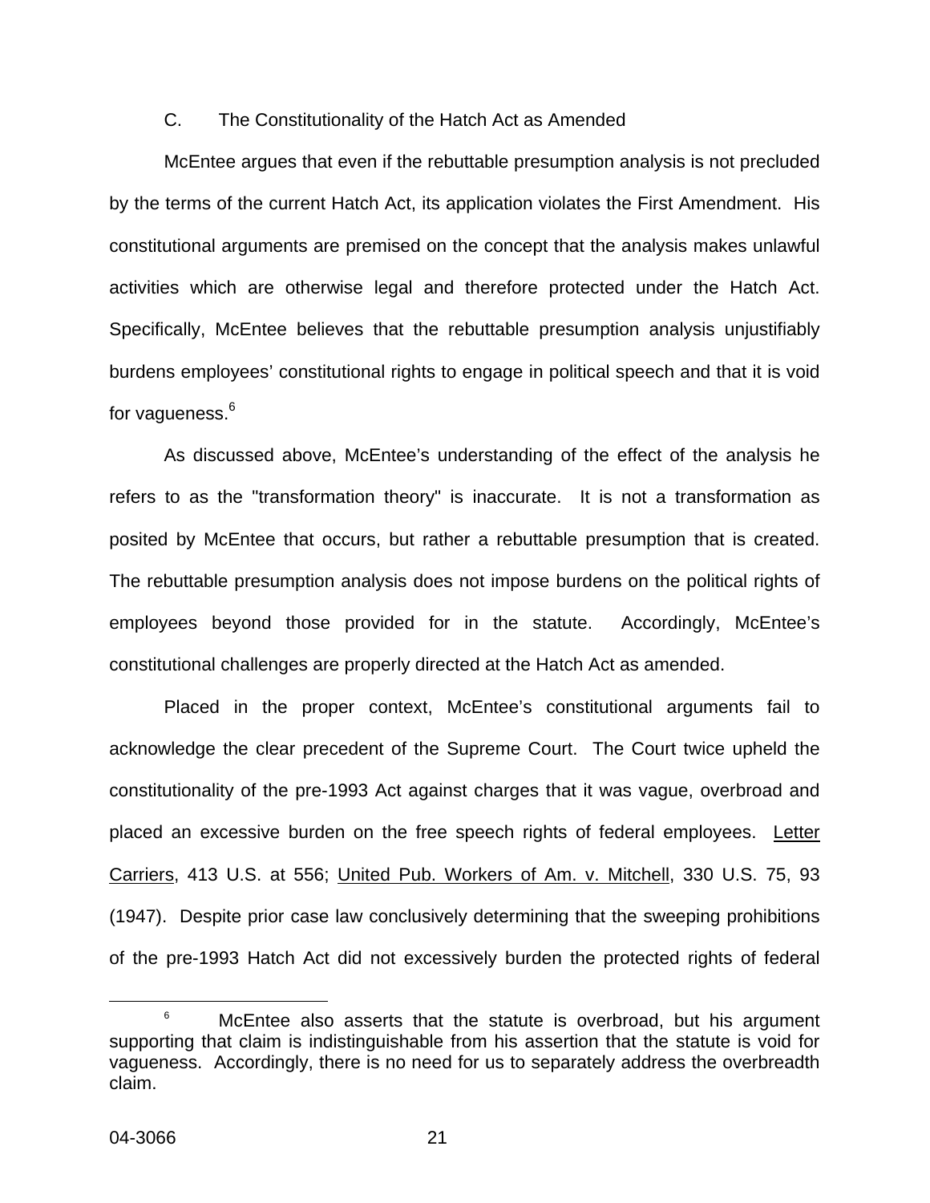C. The Constitutionality of the Hatch Act as Amended

McEntee argues that even if the rebuttable presumption analysis is not precluded by the terms of the current Hatch Act, its application violates the First Amendment. His constitutional arguments are premised on the concept that the analysis makes unlawful activities which are otherwise legal and therefore protected under the Hatch Act. Specifically, McEntee believes that the rebuttable presumption analysis unjustifiably burdens employees' constitutional rights to engage in political speech and that it is void for vagueness.[6]

As discussed above, McEntee's understanding of the effect of the analysis he refers to as the "transformation theory" is inaccurate. It is not a transformation as posited by McEntee that occurs, but rather a rebuttable presumption that is created. The rebuttable presumption analysis does not impose burdens on the political rights of employees beyond those provided for in the statute. Accordingly, McEntee's constitutional challenges are properly directed at the Hatch Act as amended.

Placed in the proper context, McEntee's constitutional arguments fail to acknowledge the clear precedent of the Supreme Court. The Court twice upheld the constitutionality of the pre-1993 Act against charges that it was vague, overbroad and placed an excessive burden on the free speech rights of federal employees. Letter Carriers, 413 U.S. at 556; United Pub. Workers of Am. v. Mitchell, 330 U.S. 75, 93 (1947). Despite prior case law conclusively determining that the sweeping prohibitions of the pre-1993 Hatch Act did not excessively burden the protected rights of federal

[6] McEntee also asserts that the statute is overbroad, but his argument supporting that claim is indistinguishable from his assertion that the statute is void for vagueness. Accordingly, there is no need for us to separately address the overbreadth claim.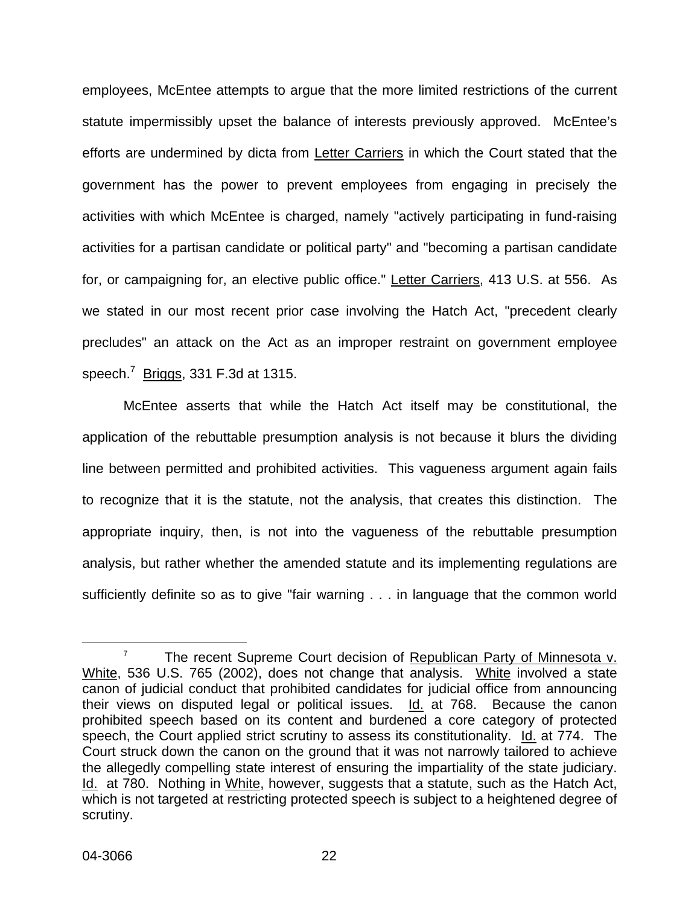employees, McEntee attempts to argue that the more limited restrictions of the current statute impermissibly upset the balance of interests previously approved. McEntee's efforts are undermined by dicta from Letter Carriers in which the Court stated that the government has the power to prevent employees from engaging in precisely the activities with which McEntee is charged, namely "actively participating in fund-raising activities for a partisan candidate or political party" and "becoming a partisan candidate for, or campaigning for, an elective public office." Letter Carriers, 413 U.S. at 556. As we stated in our most recent prior case involving the Hatch Act, "precedent clearly precludes" an attack on the Act as an improper restraint on government employee speech.[7] Briggs, 331 F.3d at 1315.

McEntee asserts that while the Hatch Act itself may be constitutional, the application of the rebuttable presumption analysis is not because it blurs the dividing line between permitted and prohibited activities. This vagueness argument again fails to recognize that it is the statute, not the analysis, that creates this distinction. The appropriate inquiry, then, is not into the vagueness of the rebuttable presumption analysis, but rather whether the amended statute and its implementing regulations are sufficiently definite so as to give "fair warning . . . in language that the common world

[7] The recent Supreme Court decision of Republican Party of Minnesota v. White, 536 U.S. 765 (2002), does not change that analysis. White involved a state canon of judicial conduct that prohibited candidates for judicial office from announcing their views on disputed legal or political issues. Id. at 768. Because the canon prohibited speech based on its content and burdened a core category of protected speech, the Court applied strict scrutiny to assess its constitutionality. Id. at 774. The Court struck down the canon on the ground that it was not narrowly tailored to achieve the allegedly compelling state interest of ensuring the impartiality of the state judiciary. Id. at 780. Nothing in White, however, suggests that a statute, such as the Hatch Act, which is not targeted at restricting protected speech is subject to a heightened degree of scrutiny.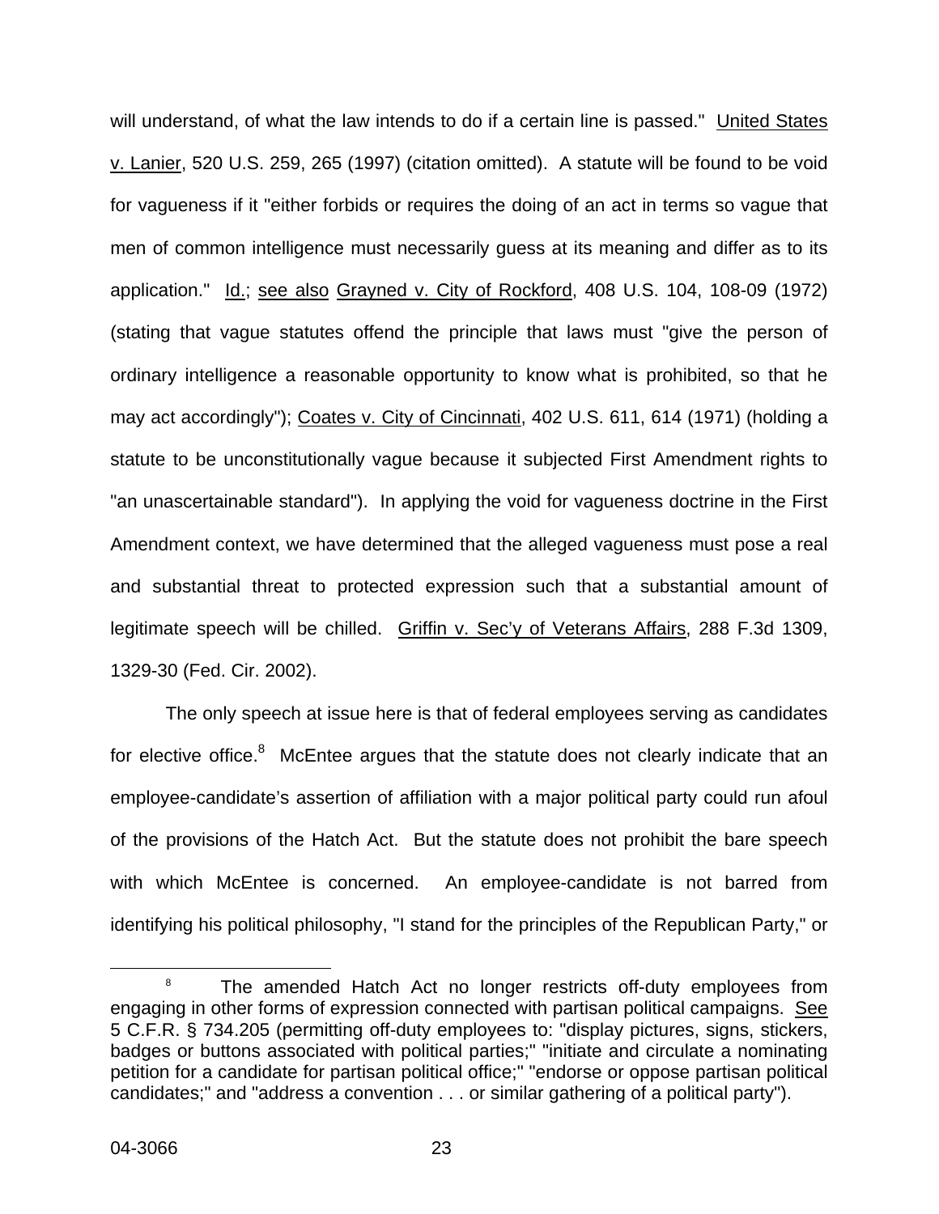will understand, of what the law intends to do if a certain line is passed." United States v. Lanier, 520 U.S. 259, 265 (1997) (citation omitted). A statute will be found to be void for vagueness if it "either forbids or requires the doing of an act in terms so vague that men of common intelligence must necessarily guess at its meaning and differ as to its application." Id.; see also Grayned v. City of Rockford, 408 U.S. 104, 108-09 (1972) (stating that vague statutes offend the principle that laws must "give the person of ordinary intelligence a reasonable opportunity to know what is prohibited, so that he may act accordingly"); Coates v. City of Cincinnati, 402 U.S. 611, 614 (1971) (holding a statute to be unconstitutionally vague because it subjected First Amendment rights to "an unascertainable standard"). In applying the void for vagueness doctrine in the First Amendment context, we have determined that the alleged vagueness must pose a real and substantial threat to protected expression such that a substantial amount of legitimate speech will be chilled. Griffin v. Sec'y of Veterans Affairs, 288 F.3d 1309, 1329-30 (Fed. Cir. 2002).

The only speech at issue here is that of federal employees serving as candidates for elective office.[8] McEntee argues that the statute does not clearly indicate that an employee-candidate's assertion of affiliation with a major political party could run afoul of the provisions of the Hatch Act. But the statute does not prohibit the bare speech with which McEntee is concerned. An employee-candidate is not barred from identifying his political philosophy, "I stand for the principles of the Republican Party," or

---

[8] The amended Hatch Act no longer restricts off-duty employees from engaging in other forms of expression connected with partisan political campaigns. See 5 C.F.R. § 734.205 (permitting off-duty employees to: "display pictures, signs, stickers, badges or buttons associated with political parties;" "initiate and circulate a nominating petition for a candidate for partisan political office;" "endorse or oppose partisan political candidates;" and "address a convention . . . or similar gathering of a political party").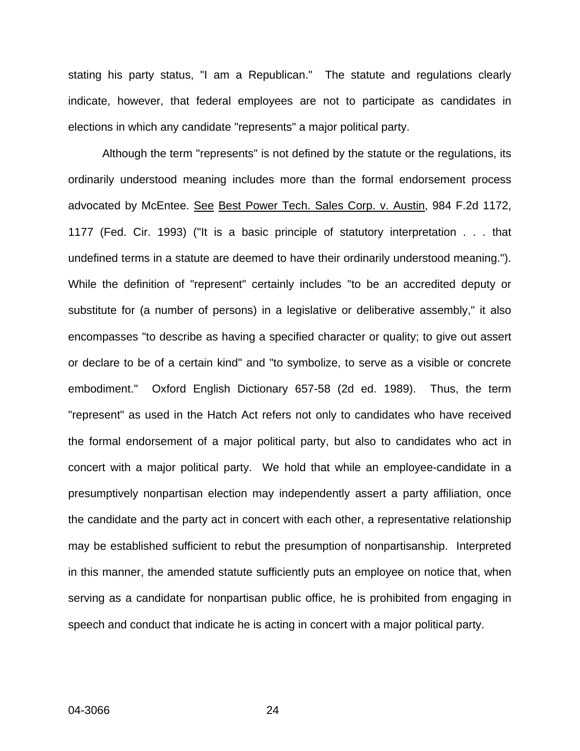stating his party status, "I am a Republican." The statute and regulations clearly indicate, however, that federal employees are not to participate as candidates in elections in which any candidate "represents" a major political party.

Although the term "represents" is not defined by the statute or the regulations, its ordinarily understood meaning includes more than the formal endorsement process advocated by McEntee. See Best Power Tech. Sales Corp. v. Austin, 984 F.2d 1172, 1177 (Fed. Cir. 1993) ("It is a basic principle of statutory interpretation . . . that undefined terms in a statute are deemed to have their ordinarily understood meaning."). While the definition of "represent" certainly includes "to be an accredited deputy or substitute for (a number of persons) in a legislative or deliberative assembly," it also encompasses "to describe as having a specified character or quality; to give out assert or declare to be of a certain kind" and "to symbolize, to serve as a visible or concrete embodiment." Oxford English Dictionary 657-58 (2d ed. 1989). Thus, the term "represent" as used in the Hatch Act refers not only to candidates who have received the formal endorsement of a major political party, but also to candidates who act in concert with a major political party. We hold that while an employee-candidate in a presumptively nonpartisan election may independently assert a party affiliation, once the candidate and the party act in concert with each other, a representative relationship may be established sufficient to rebut the presumption of nonpartisanship. Interpreted in this manner, the amended statute sufficiently puts an employee on notice that, when serving as a candidate for nonpartisan public office, he is prohibited from engaging in speech and conduct that indicate he is acting in concert with a major political party.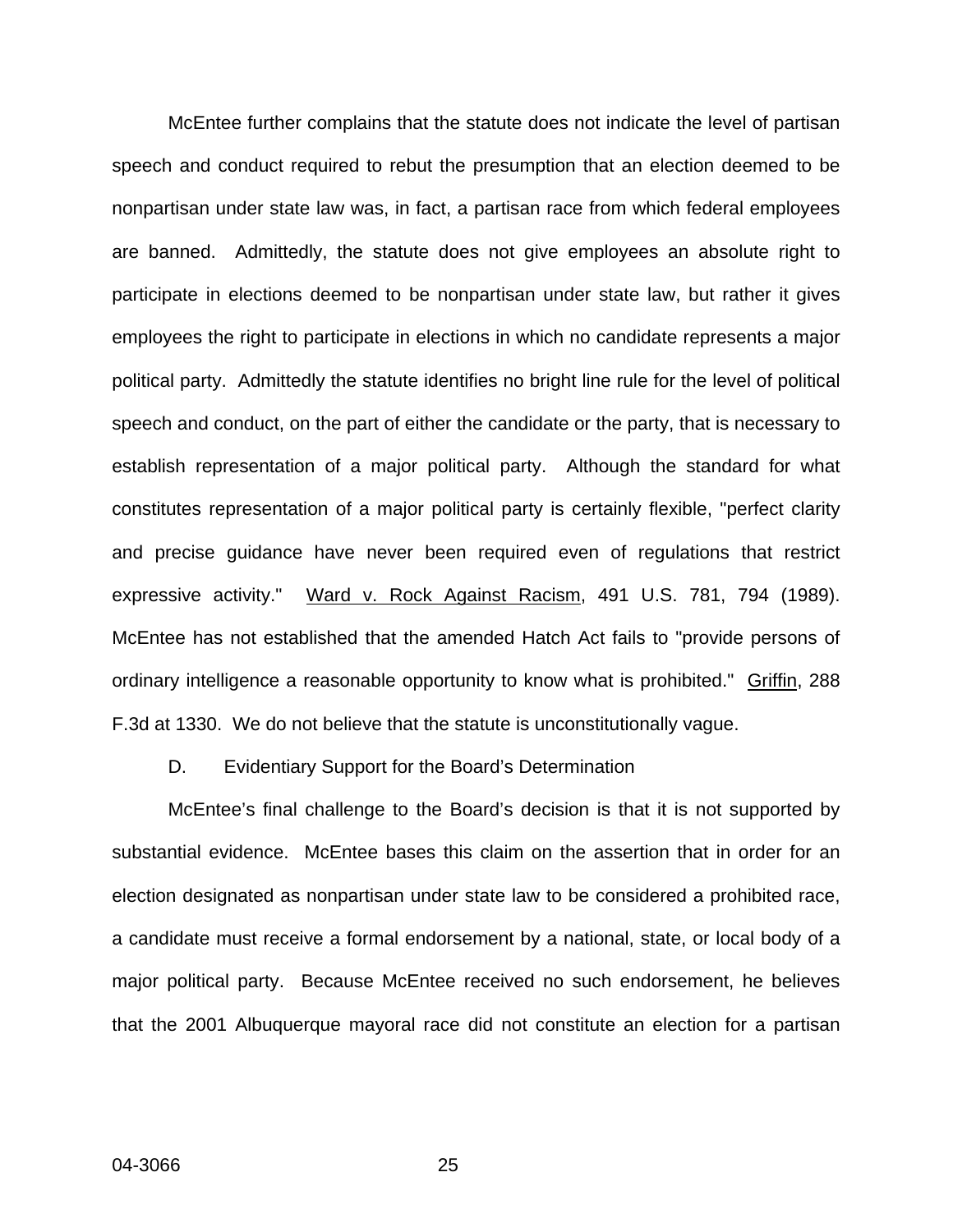McEntee further complains that the statute does not indicate the level of partisan speech and conduct required to rebut the presumption that an election deemed to be nonpartisan under state law was, in fact, a partisan race from which federal employees are banned. Admittedly, the statute does not give employees an absolute right to participate in elections deemed to be nonpartisan under state law, but rather it gives employees the right to participate in elections in which no candidate represents a major political party. Admittedly the statute identifies no bright line rule for the level of political speech and conduct, on the part of either the candidate or the party, that is necessary to establish representation of a major political party. Although the standard for what constitutes representation of a major political party is certainly flexible, "perfect clarity and precise guidance have never been required even of regulations that restrict expressive activity." Ward v. Rock Against Racism, 491 U.S. 781, 794 (1989). McEntee has not established that the amended Hatch Act fails to "provide persons of ordinary intelligence a reasonable opportunity to know what is prohibited." Griffin, 288 F.3d at 1330. We do not believe that the statute is unconstitutionally vague.

D. Evidentiary Support for the Board's Determination

McEntee's final challenge to the Board's decision is that it is not supported by substantial evidence. McEntee bases this claim on the assertion that in order for an election designated as nonpartisan under state law to be considered a prohibited race, a candidate must receive a formal endorsement by a national, state, or local body of a major political party. Because McEntee received no such endorsement, he believes that the 2001 Albuquerque mayoral race did not constitute an election for a partisan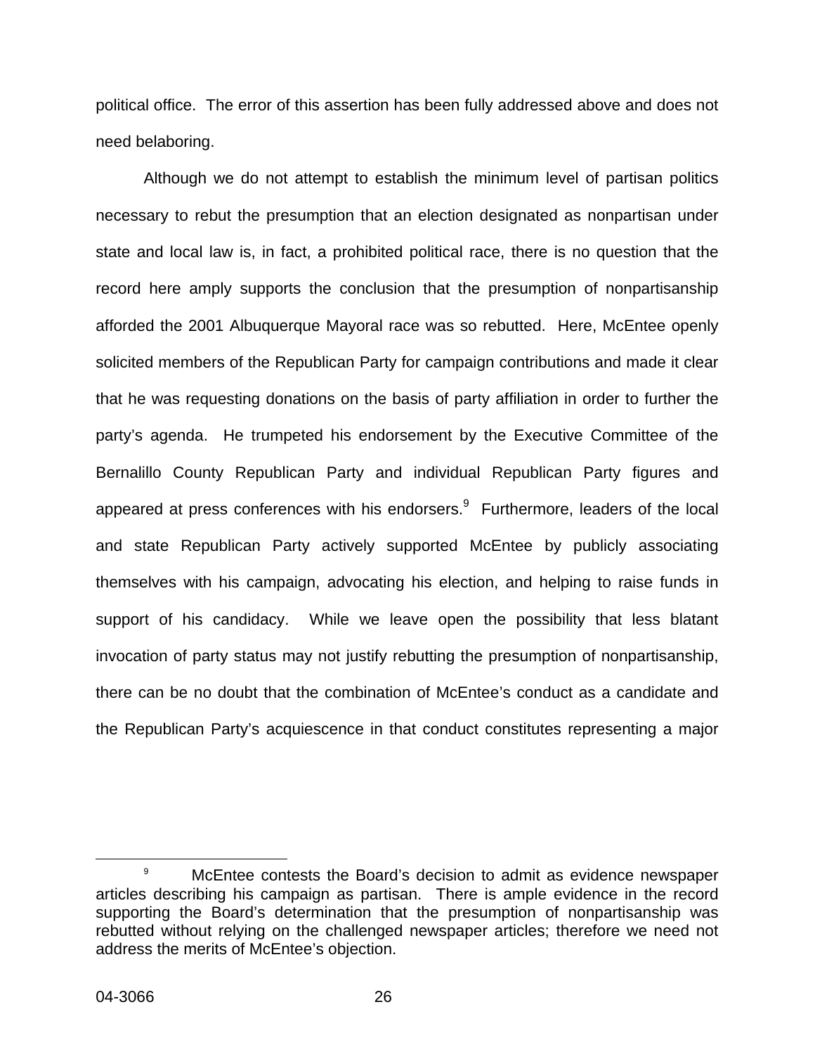political office. The error of this assertion has been fully addressed above and does not need belaboring.

Although we do not attempt to establish the minimum level of partisan politics necessary to rebut the presumption that an election designated as nonpartisan under state and local law is, in fact, a prohibited political race, there is no question that the record here amply supports the conclusion that the presumption of nonpartisanship afforded the 2001 Albuquerque Mayoral race was so rebutted. Here, McEntee openly solicited members of the Republican Party for campaign contributions and made it clear that he was requesting donations on the basis of party affiliation in order to further the party's agenda. He trumpeted his endorsement by the Executive Committee of the Bernalillo County Republican Party and individual Republican Party figures and appeared at press conferences with his endorsers.[9] Furthermore, leaders of the local and state Republican Party actively supported McEntee by publicly associating themselves with his campaign, advocating his election, and helping to raise funds in support of his candidacy. While we leave open the possibility that less blatant invocation of party status may not justify rebutting the presumption of nonpartisanship, there can be no doubt that the combination of McEntee's conduct as a candidate and the Republican Party's acquiescence in that conduct constitutes representing a major

---

[9] McEntee contests the Board's decision to admit as evidence newspaper articles describing his campaign as partisan. There is ample evidence in the record supporting the Board's determination that the presumption of nonpartisanship was rebutted without relying on the challenged newspaper articles; therefore we need not address the merits of McEntee's objection.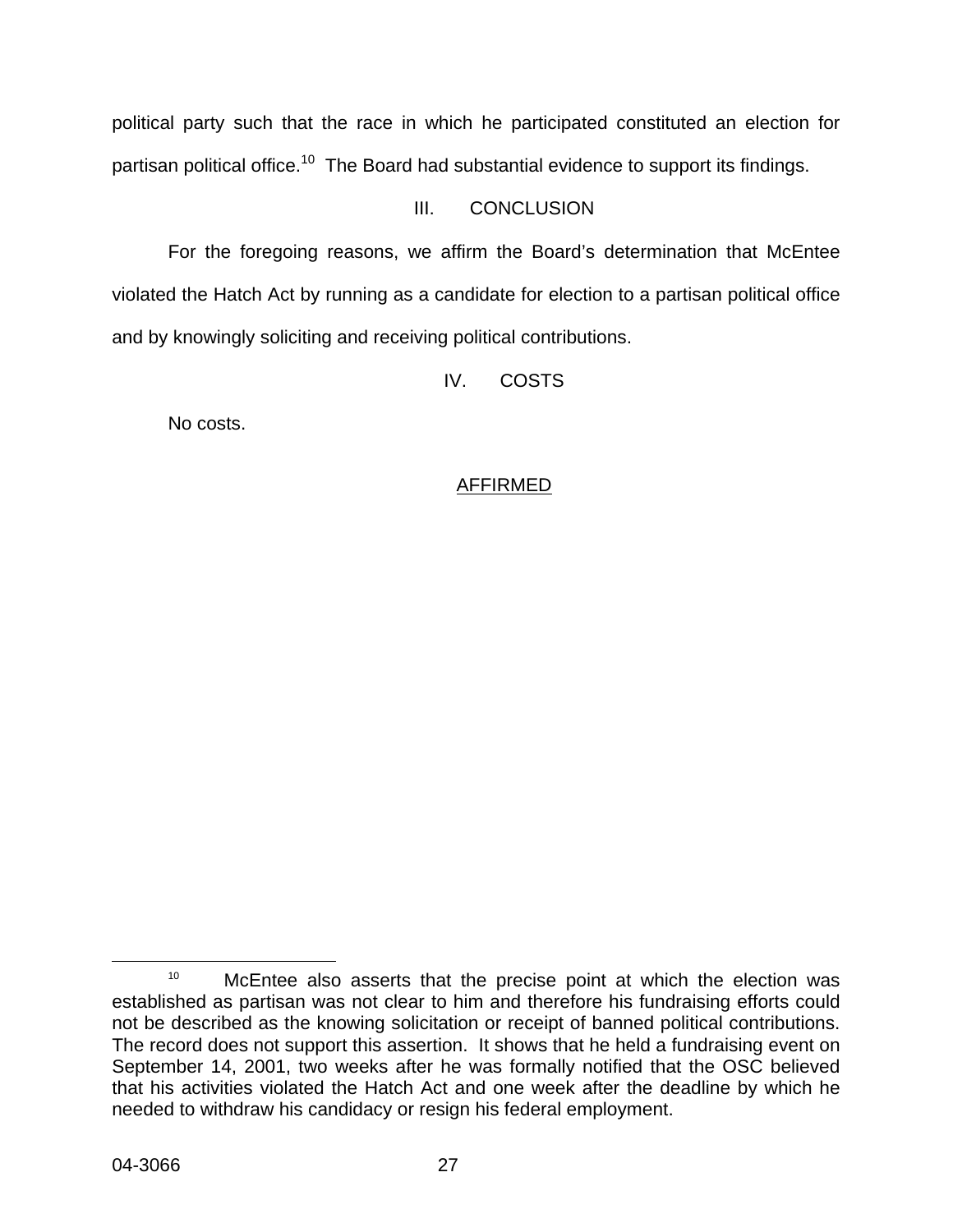political party such that the race in which he participated constituted an election for partisan political office.[10] The Board had substantial evidence to support its findings.

## III. CONCLUSION

For the foregoing reasons, we affirm the Board's determination that McEntee violated the Hatch Act by running as a candidate for election to a partisan political office and by knowingly soliciting and receiving political contributions.

## IV. COSTS

No costs.

AFFIRMED

---

[10] McEntee also asserts that the precise point at which the election was established as partisan was not clear to him and therefore his fundraising efforts could not be described as the knowing solicitation or receipt of banned political contributions. The record does not support this assertion. It shows that he held a fundraising event on September 14, 2001, two weeks after he was formally notified that the OSC believed that his activities violated the Hatch Act and one week after the deadline by which he needed to withdraw his candidacy or resign his federal employment.